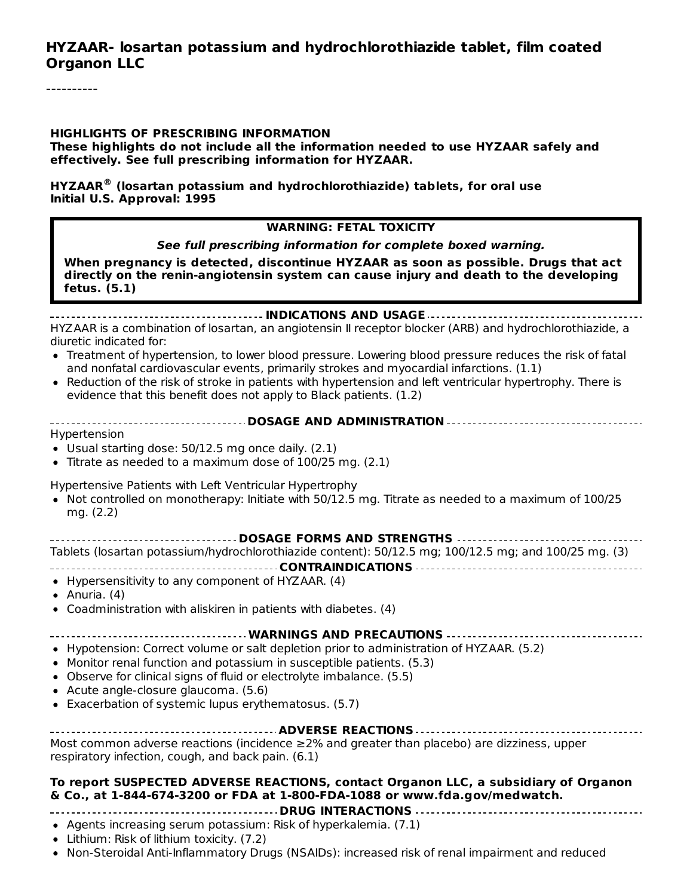# HYZAAR- losartan potassium and hydrochlorothiazide tablet, film coated
**Organon LLC**

----------

**HIGHLIGHTS OF PRESCRIBING INFORMATION**
**These highlights do not include all the information needed to use HYZAAR safely and effectively. See full prescribing information for HYZAAR.**

**HYZAAR® (losartan potassium and hydrochlorothiazide) tablets, for oral use**
**Initial U.S. Approval: 1995**

> **WARNING: FETAL TOXICITY**
>
> ***See full prescribing information for complete boxed warning.***
>
> **When pregnancy is detected, discontinue HYZAAR as soon as possible. Drugs that act directly on the renin-angiotensin system can cause injury and death to the developing fetus. (5.1)**

## INDICATIONS AND USAGE

HYZAAR is a combination of losartan, an angiotensin II receptor blocker (ARB) and hydrochlorothiazide, a diuretic indicated for:

- Treatment of hypertension, to lower blood pressure. Lowering blood pressure reduces the risk of fatal and nonfatal cardiovascular events, primarily strokes and myocardial infarctions. (1.1)
- Reduction of the risk of stroke in patients with hypertension and left ventricular hypertrophy. There is evidence that this benefit does not apply to Black patients. (1.2)

## DOSAGE AND ADMINISTRATION

Hypertension

- Usual starting dose: 50/12.5 mg once daily. (2.1)
- Titrate as needed to a maximum dose of 100/25 mg. (2.1)

Hypertensive Patients with Left Ventricular Hypertrophy

- Not controlled on monotherapy: Initiate with 50/12.5 mg. Titrate as needed to a maximum of 100/25 mg. (2.2)

## DOSAGE FORMS AND STRENGTHS

Tablets (losartan potassium/hydrochlorothiazide content): 50/12.5 mg; 100/12.5 mg; and 100/25 mg. (3)

## CONTRAINDICATIONS

- Hypersensitivity to any component of HYZAAR. (4)
- Anuria. (4)
- Coadministration with aliskiren in patients with diabetes. (4)

## WARNINGS AND PRECAUTIONS

- Hypotension: Correct volume or salt depletion prior to administration of HYZAAR. (5.2)
- Monitor renal function and potassium in susceptible patients. (5.3)
- Observe for clinical signs of fluid or electrolyte imbalance. (5.5)
- Acute angle-closure glaucoma. (5.6)
- Exacerbation of systemic lupus erythematosus. (5.7)

## ADVERSE REACTIONS

Most common adverse reactions (incidence ≥2% and greater than placebo) are dizziness, upper respiratory infection, cough, and back pain. (6.1)

**To report SUSPECTED ADVERSE REACTIONS, contact Organon LLC, a subsidiary of Organon & Co., at 1-844-674-3200 or FDA at 1-800-FDA-1088 or www.fda.gov/medwatch.**

## DRUG INTERACTIONS

- Agents increasing serum potassium: Risk of hyperkalemia. (7.1)
- Lithium: Risk of lithium toxicity. (7.2)
- Non-Steroidal Anti-Inflammatory Drugs (NSAIDs): increased risk of renal impairment and reduced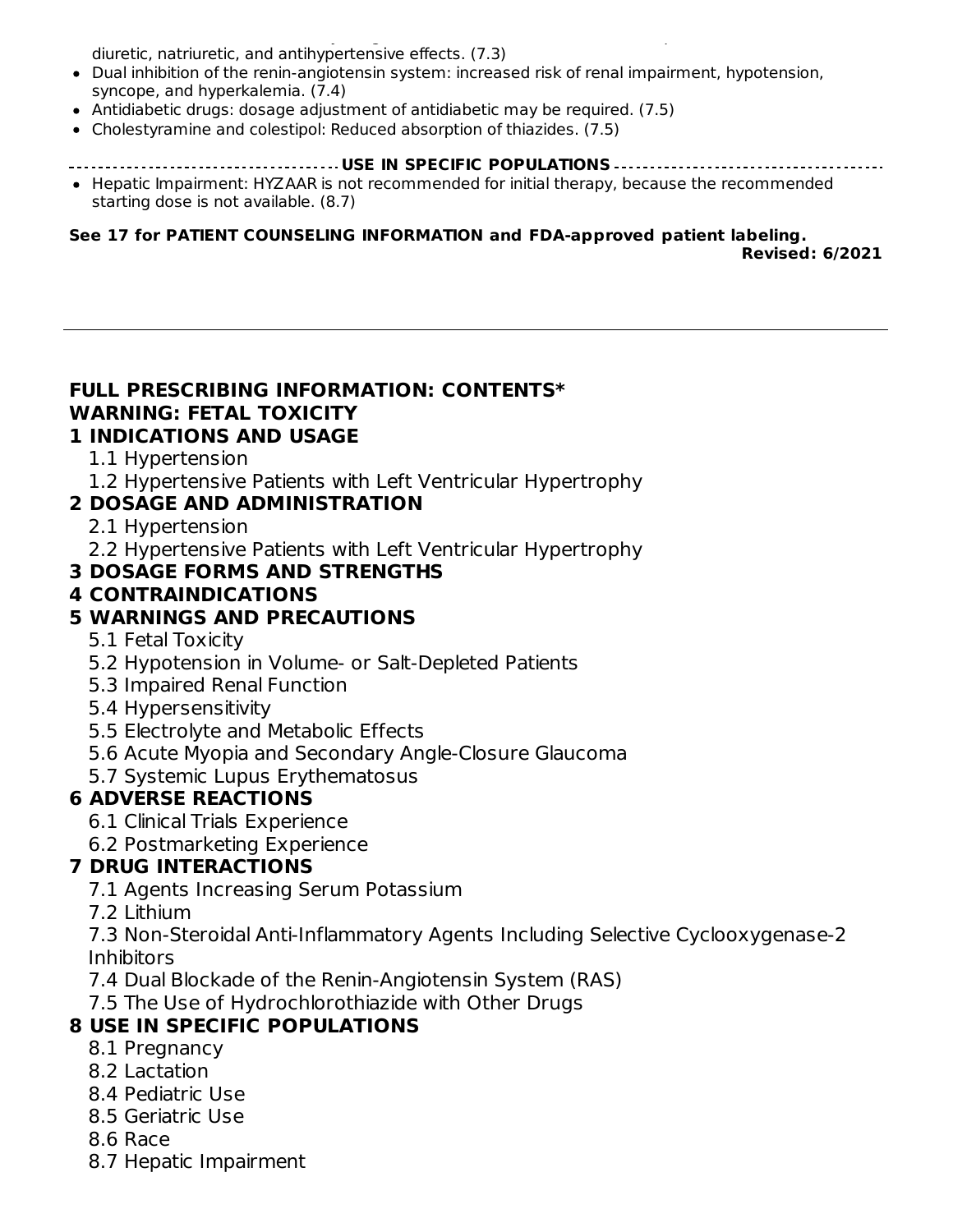diuretic, natriuretic, and antihypertensive effects. (7.3)

- Dual inhibition of the renin-angiotensin system: increased risk of renal impairment, hypotension, syncope, and hyperkalemia. (7.4)
- Antidiabetic drugs: dosage adjustment of antidiabetic may be required. (7.5)
- Cholestyramine and colestipol: Reduced absorption of thiazides. (7.5)

**USE IN SPECIFIC POPULATIONS**

- Hepatic Impairment: HYZAAR is not recommended for initial therapy, because the recommended starting dose is not available. (8.7)

**See 17 for PATIENT COUNSELING INFORMATION and FDA-approved patient labeling.**

**Revised: 6/2021**

---

## FULL PRESCRIBING INFORMATION: CONTENTS*

**WARNING: FETAL TOXICITY**

**1 INDICATIONS AND USAGE**
- 1.1 Hypertension
- 1.2 Hypertensive Patients with Left Ventricular Hypertrophy

**2 DOSAGE AND ADMINISTRATION**
- 2.1 Hypertension
- 2.2 Hypertensive Patients with Left Ventricular Hypertrophy

**3 DOSAGE FORMS AND STRENGTHS**

**4 CONTRAINDICATIONS**

**5 WARNINGS AND PRECAUTIONS**
- 5.1 Fetal Toxicity
- 5.2 Hypotension in Volume- or Salt-Depleted Patients
- 5.3 Impaired Renal Function
- 5.4 Hypersensitivity
- 5.5 Electrolyte and Metabolic Effects
- 5.6 Acute Myopia and Secondary Angle-Closure Glaucoma
- 5.7 Systemic Lupus Erythematosus

**6 ADVERSE REACTIONS**
- 6.1 Clinical Trials Experience
- 6.2 Postmarketing Experience

**7 DRUG INTERACTIONS**
- 7.1 Agents Increasing Serum Potassium
- 7.2 Lithium
- 7.3 Non-Steroidal Anti-Inflammatory Agents Including Selective Cyclooxygenase-2 Inhibitors
- 7.4 Dual Blockade of the Renin-Angiotensin System (RAS)
- 7.5 The Use of Hydrochlorothiazide with Other Drugs

**8 USE IN SPECIFIC POPULATIONS**
- 8.1 Pregnancy
- 8.2 Lactation
- 8.4 Pediatric Use
- 8.5 Geriatric Use
- 8.6 Race
- 8.7 Hepatic Impairment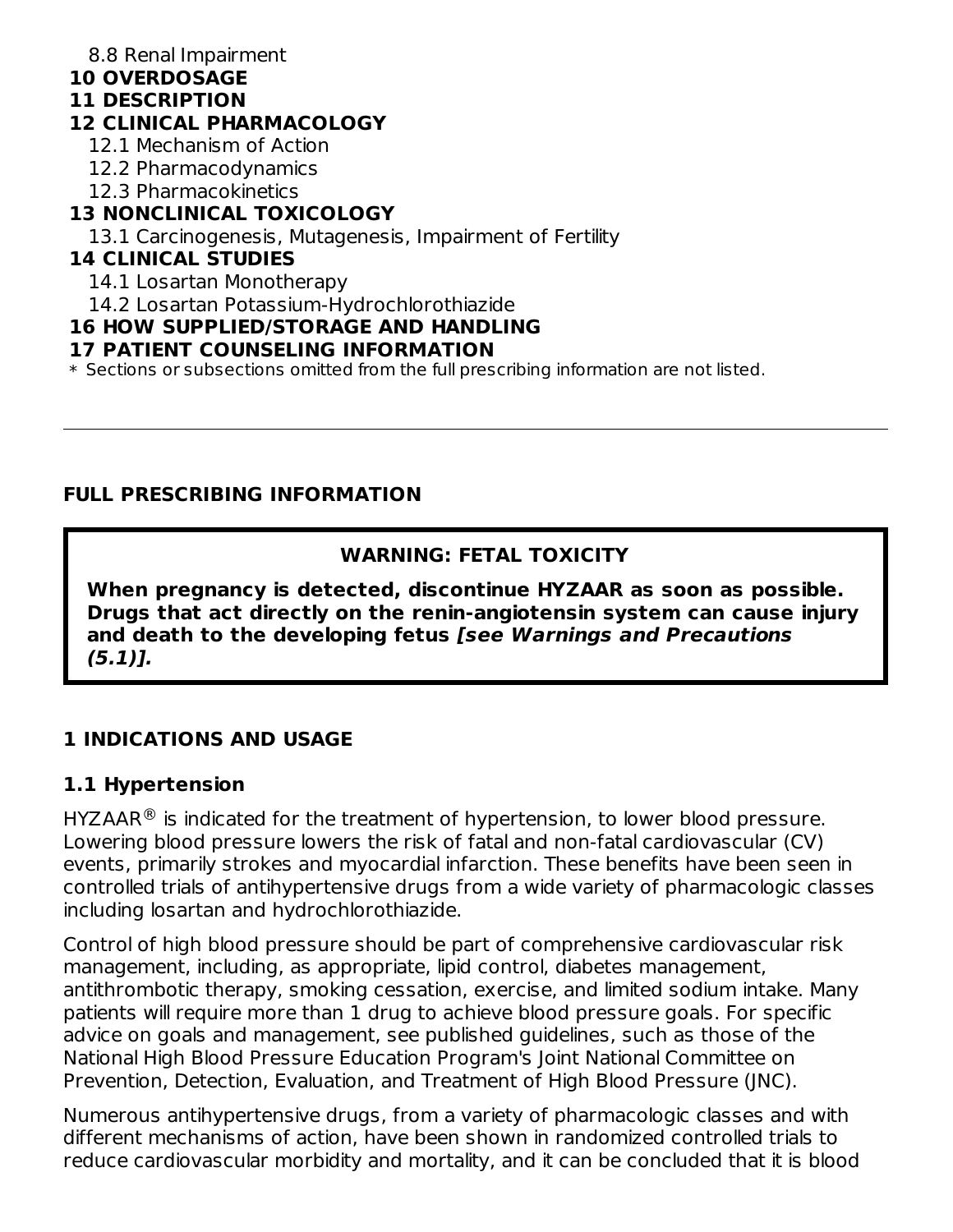8.8 Renal Impairment

**10 OVERDOSAGE**

**11 DESCRIPTION**

**12 CLINICAL PHARMACOLOGY**

12.1 Mechanism of Action

12.2 Pharmacodynamics

12.3 Pharmacokinetics

**13 NONCLINICAL TOXICOLOGY**

13.1 Carcinogenesis, Mutagenesis, Impairment of Fertility

**14 CLINICAL STUDIES**

14.1 Losartan Monotherapy

14.2 Losartan Potassium-Hydrochlorothiazide

**16 HOW SUPPLIED/STORAGE AND HANDLING**

**17 PATIENT COUNSELING INFORMATION**

* Sections or subsections omitted from the full prescribing information are not listed.

---

## FULL PRESCRIBING INFORMATION

**WARNING: FETAL TOXICITY**

**When pregnancy is detected, discontinue HYZAAR as soon as possible. Drugs that act directly on the renin-angiotensin system can cause injury and death to the developing fetus *[see Warnings and Precautions (5.1)].***

## 1 INDICATIONS AND USAGE

### 1.1 Hypertension

HYZAAR® is indicated for the treatment of hypertension, to lower blood pressure. Lowering blood pressure lowers the risk of fatal and non-fatal cardiovascular (CV) events, primarily strokes and myocardial infarction. These benefits have been seen in controlled trials of antihypertensive drugs from a wide variety of pharmacologic classes including losartan and hydrochlorothiazide.

Control of high blood pressure should be part of comprehensive cardiovascular risk management, including, as appropriate, lipid control, diabetes management, antithrombotic therapy, smoking cessation, exercise, and limited sodium intake. Many patients will require more than 1 drug to achieve blood pressure goals. For specific advice on goals and management, see published guidelines, such as those of the National High Blood Pressure Education Program's Joint National Committee on Prevention, Detection, Evaluation, and Treatment of High Blood Pressure (JNC).

Numerous antihypertensive drugs, from a variety of pharmacologic classes and with different mechanisms of action, have been shown in randomized controlled trials to reduce cardiovascular morbidity and mortality, and it can be concluded that it is blood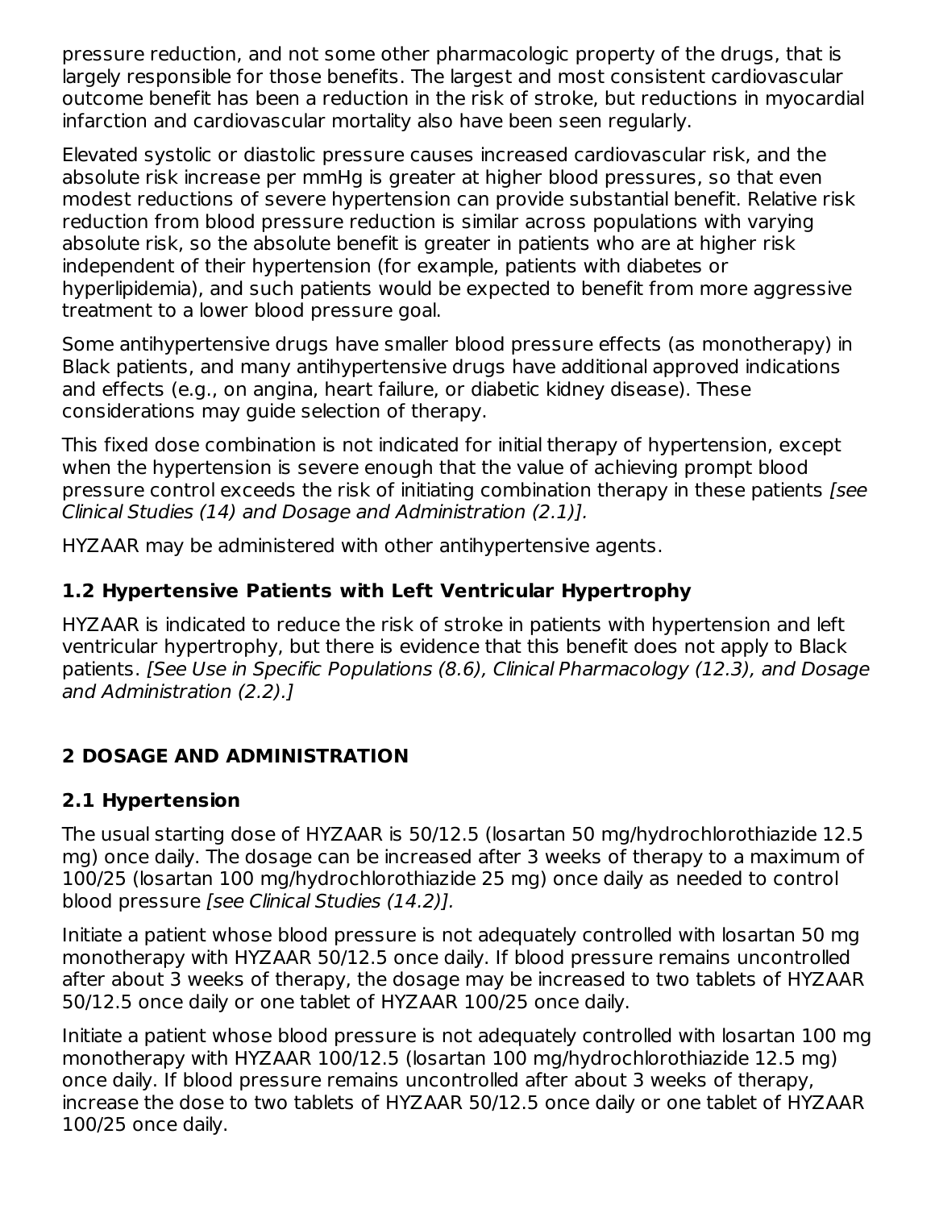pressure reduction, and not some other pharmacologic property of the drugs, that is largely responsible for those benefits. The largest and most consistent cardiovascular outcome benefit has been a reduction in the risk of stroke, but reductions in myocardial infarction and cardiovascular mortality also have been seen regularly.

Elevated systolic or diastolic pressure causes increased cardiovascular risk, and the absolute risk increase per mmHg is greater at higher blood pressures, so that even modest reductions of severe hypertension can provide substantial benefit. Relative risk reduction from blood pressure reduction is similar across populations with varying absolute risk, so the absolute benefit is greater in patients who are at higher risk independent of their hypertension (for example, patients with diabetes or hyperlipidemia), and such patients would be expected to benefit from more aggressive treatment to a lower blood pressure goal.

Some antihypertensive drugs have smaller blood pressure effects (as monotherapy) in Black patients, and many antihypertensive drugs have additional approved indications and effects (e.g., on angina, heart failure, or diabetic kidney disease). These considerations may guide selection of therapy.

This fixed dose combination is not indicated for initial therapy of hypertension, except when the hypertension is severe enough that the value of achieving prompt blood pressure control exceeds the risk of initiating combination therapy in these patients *[see Clinical Studies (14) and Dosage and Administration (2.1)].*

HYZAAR may be administered with other antihypertensive agents.

### 1.2 Hypertensive Patients with Left Ventricular Hypertrophy

HYZAAR is indicated to reduce the risk of stroke in patients with hypertension and left ventricular hypertrophy, but there is evidence that this benefit does not apply to Black patients. *[See Use in Specific Populations (8.6), Clinical Pharmacology (12.3), and Dosage and Administration (2.2).]*

## 2 DOSAGE AND ADMINISTRATION

### 2.1 Hypertension

The usual starting dose of HYZAAR is 50/12.5 (losartan 50 mg/hydrochlorothiazide 12.5 mg) once daily. The dosage can be increased after 3 weeks of therapy to a maximum of 100/25 (losartan 100 mg/hydrochlorothiazide 25 mg) once daily as needed to control blood pressure *[see Clinical Studies (14.2)].*

Initiate a patient whose blood pressure is not adequately controlled with losartan 50 mg monotherapy with HYZAAR 50/12.5 once daily. If blood pressure remains uncontrolled after about 3 weeks of therapy, the dosage may be increased to two tablets of HYZAAR 50/12.5 once daily or one tablet of HYZAAR 100/25 once daily.

Initiate a patient whose blood pressure is not adequately controlled with losartan 100 mg monotherapy with HYZAAR 100/12.5 (losartan 100 mg/hydrochlorothiazide 12.5 mg) once daily. If blood pressure remains uncontrolled after about 3 weeks of therapy, increase the dose to two tablets of HYZAAR 50/12.5 once daily or one tablet of HYZAAR 100/25 once daily.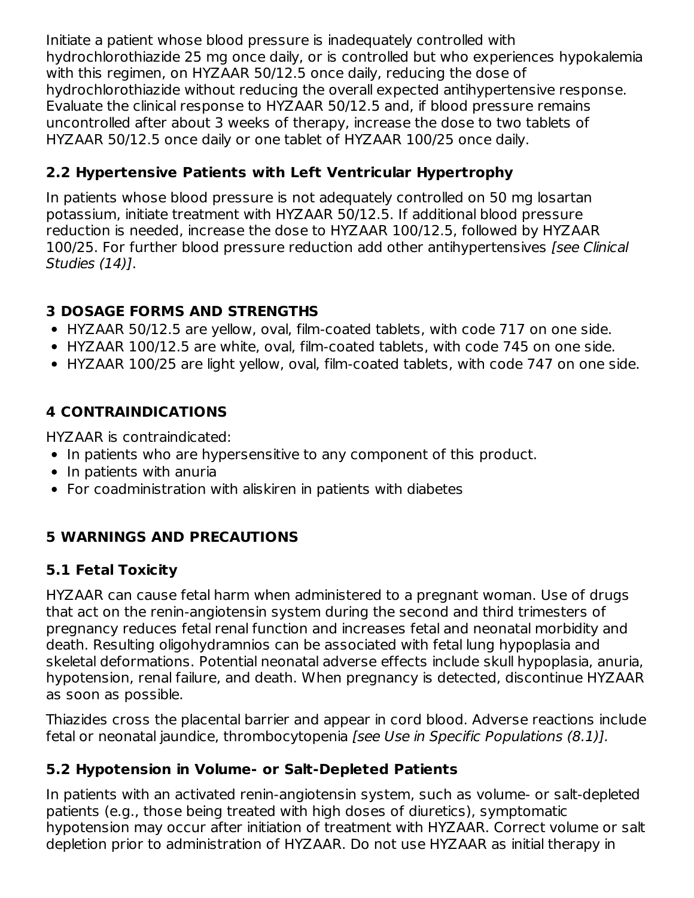Initiate a patient whose blood pressure is inadequately controlled with hydrochlorothiazide 25 mg once daily, or is controlled but who experiences hypokalemia with this regimen, on HYZAAR 50/12.5 once daily, reducing the dose of hydrochlorothiazide without reducing the overall expected antihypertensive response. Evaluate the clinical response to HYZAAR 50/12.5 and, if blood pressure remains uncontrolled after about 3 weeks of therapy, increase the dose to two tablets of HYZAAR 50/12.5 once daily or one tablet of HYZAAR 100/25 once daily.

### 2.2 Hypertensive Patients with Left Ventricular Hypertrophy

In patients whose blood pressure is not adequately controlled on 50 mg losartan potassium, initiate treatment with HYZAAR 50/12.5. If additional blood pressure reduction is needed, increase the dose to HYZAAR 100/12.5, followed by HYZAAR 100/25. For further blood pressure reduction add other antihypertensives *[see Clinical Studies (14)]*.

## 3 DOSAGE FORMS AND STRENGTHS

- HYZAAR 50/12.5 are yellow, oval, film-coated tablets, with code 717 on one side.
- HYZAAR 100/12.5 are white, oval, film-coated tablets, with code 745 on one side.
- HYZAAR 100/25 are light yellow, oval, film-coated tablets, with code 747 on one side.

## 4 CONTRAINDICATIONS

HYZAAR is contraindicated:

- In patients who are hypersensitive to any component of this product.
- In patients with anuria
- For coadministration with aliskiren in patients with diabetes

## 5 WARNINGS AND PRECAUTIONS

### 5.1 Fetal Toxicity

HYZAAR can cause fetal harm when administered to a pregnant woman. Use of drugs that act on the renin-angiotensin system during the second and third trimesters of pregnancy reduces fetal renal function and increases fetal and neonatal morbidity and death. Resulting oligohydramnios can be associated with fetal lung hypoplasia and skeletal deformations. Potential neonatal adverse effects include skull hypoplasia, anuria, hypotension, renal failure, and death. When pregnancy is detected, discontinue HYZAAR as soon as possible.

Thiazides cross the placental barrier and appear in cord blood. Adverse reactions include fetal or neonatal jaundice, thrombocytopenia *[see Use in Specific Populations (8.1)].*

### 5.2 Hypotension in Volume- or Salt-Depleted Patients

In patients with an activated renin-angiotensin system, such as volume- or salt-depleted patients (e.g., those being treated with high doses of diuretics), symptomatic hypotension may occur after initiation of treatment with HYZAAR. Correct volume or salt depletion prior to administration of HYZAAR. Do not use HYZAAR as initial therapy in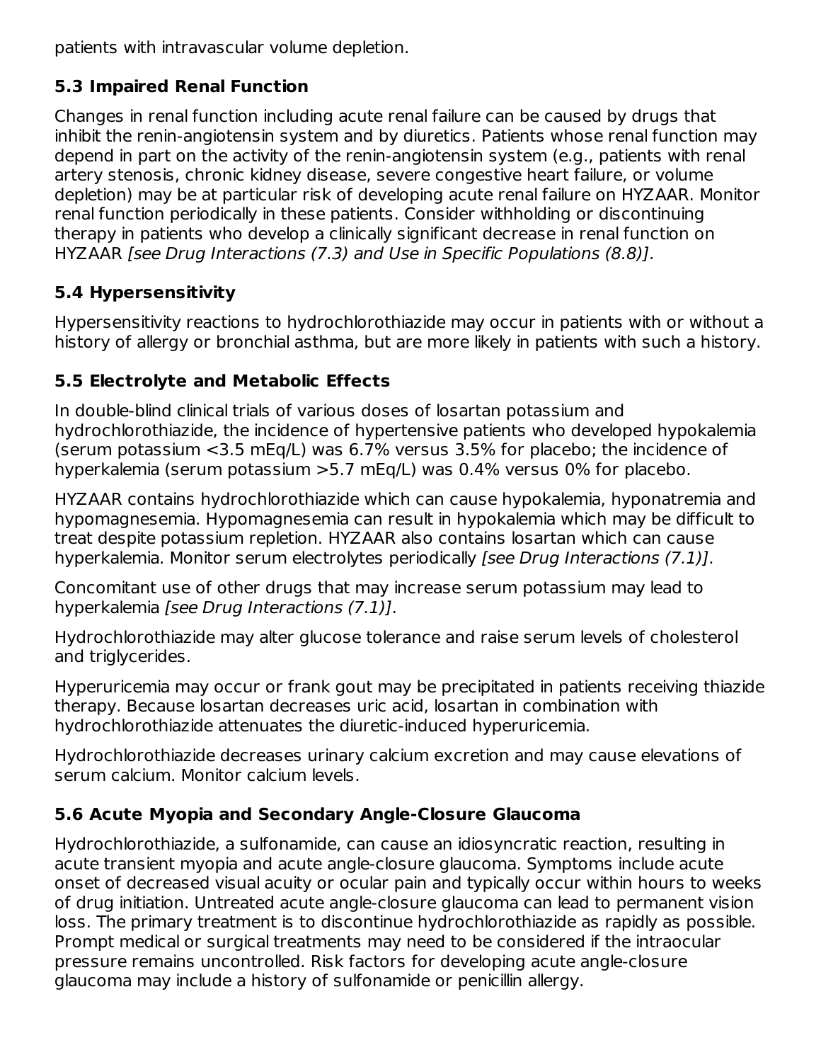patients with intravascular volume depletion.

### 5.3 Impaired Renal Function

Changes in renal function including acute renal failure can be caused by drugs that inhibit the renin-angiotensin system and by diuretics. Patients whose renal function may depend in part on the activity of the renin-angiotensin system (e.g., patients with renal artery stenosis, chronic kidney disease, severe congestive heart failure, or volume depletion) may be at particular risk of developing acute renal failure on HYZAAR. Monitor renal function periodically in these patients. Consider withholding or discontinuing therapy in patients who develop a clinically significant decrease in renal function on HYZAAR *[see Drug Interactions (7.3) and Use in Specific Populations (8.8)]*.

### 5.4 Hypersensitivity

Hypersensitivity reactions to hydrochlorothiazide may occur in patients with or without a history of allergy or bronchial asthma, but are more likely in patients with such a history.

### 5.5 Electrolyte and Metabolic Effects

In double-blind clinical trials of various doses of losartan potassium and hydrochlorothiazide, the incidence of hypertensive patients who developed hypokalemia (serum potassium <3.5 mEq/L) was 6.7% versus 3.5% for placebo; the incidence of hyperkalemia (serum potassium >5.7 mEq/L) was 0.4% versus 0% for placebo.

HYZAAR contains hydrochlorothiazide which can cause hypokalemia, hyponatremia and hypomagnesemia. Hypomagnesemia can result in hypokalemia which may be difficult to treat despite potassium repletion. HYZAAR also contains losartan which can cause hyperkalemia. Monitor serum electrolytes periodically *[see Drug Interactions (7.1)]*.

Concomitant use of other drugs that may increase serum potassium may lead to hyperkalemia *[see Drug Interactions (7.1)]*.

Hydrochlorothiazide may alter glucose tolerance and raise serum levels of cholesterol and triglycerides.

Hyperuricemia may occur or frank gout may be precipitated in patients receiving thiazide therapy. Because losartan decreases uric acid, losartan in combination with hydrochlorothiazide attenuates the diuretic-induced hyperuricemia.

Hydrochlorothiazide decreases urinary calcium excretion and may cause elevations of serum calcium. Monitor calcium levels.

### 5.6 Acute Myopia and Secondary Angle-Closure Glaucoma

Hydrochlorothiazide, a sulfonamide, can cause an idiosyncratic reaction, resulting in acute transient myopia and acute angle-closure glaucoma. Symptoms include acute onset of decreased visual acuity or ocular pain and typically occur within hours to weeks of drug initiation. Untreated acute angle-closure glaucoma can lead to permanent vision loss. The primary treatment is to discontinue hydrochlorothiazide as rapidly as possible. Prompt medical or surgical treatments may need to be considered if the intraocular pressure remains uncontrolled. Risk factors for developing acute angle-closure glaucoma may include a history of sulfonamide or penicillin allergy.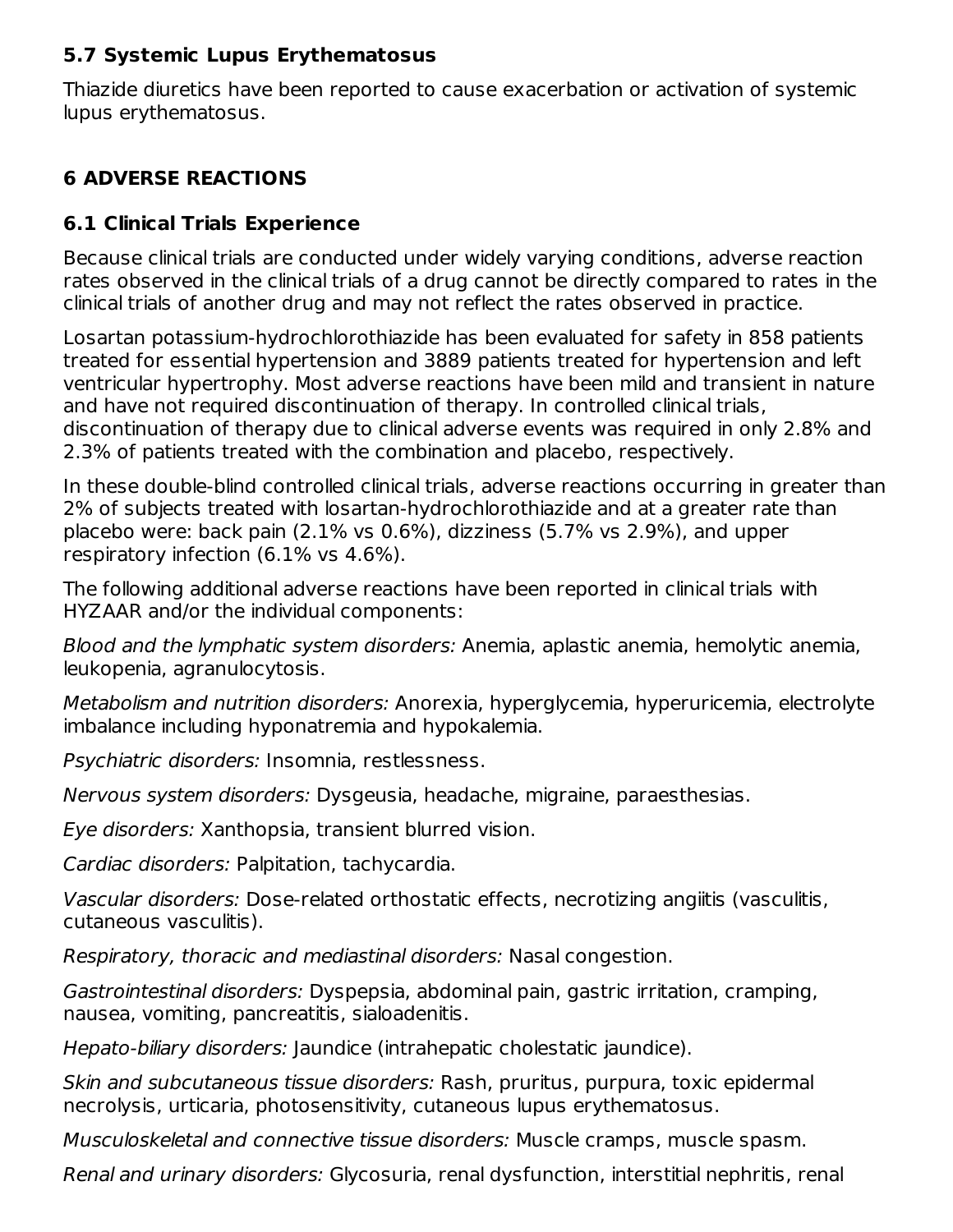### 5.7 Systemic Lupus Erythematosus

Thiazide diuretics have been reported to cause exacerbation or activation of systemic lupus erythematosus.

## 6 ADVERSE REACTIONS

### 6.1 Clinical Trials Experience

Because clinical trials are conducted under widely varying conditions, adverse reaction rates observed in the clinical trials of a drug cannot be directly compared to rates in the clinical trials of another drug and may not reflect the rates observed in practice.

Losartan potassium-hydrochlorothiazide has been evaluated for safety in 858 patients treated for essential hypertension and 3889 patients treated for hypertension and left ventricular hypertrophy. Most adverse reactions have been mild and transient in nature and have not required discontinuation of therapy. In controlled clinical trials, discontinuation of therapy due to clinical adverse events was required in only 2.8% and 2.3% of patients treated with the combination and placebo, respectively.

In these double-blind controlled clinical trials, adverse reactions occurring in greater than 2% of subjects treated with losartan-hydrochlorothiazide and at a greater rate than placebo were: back pain (2.1% vs 0.6%), dizziness (5.7% vs 2.9%), and upper respiratory infection (6.1% vs 4.6%).

The following additional adverse reactions have been reported in clinical trials with HYZAAR and/or the individual components:

*Blood and the lymphatic system disorders:* Anemia, aplastic anemia, hemolytic anemia, leukopenia, agranulocytosis.

*Metabolism and nutrition disorders:* Anorexia, hyperglycemia, hyperuricemia, electrolyte imbalance including hyponatremia and hypokalemia.

*Psychiatric disorders:* Insomnia, restlessness.

*Nervous system disorders:* Dysgeusia, headache, migraine, paraesthesias.

*Eye disorders:* Xanthopsia, transient blurred vision.

*Cardiac disorders:* Palpitation, tachycardia.

*Vascular disorders:* Dose-related orthostatic effects, necrotizing angiitis (vasculitis, cutaneous vasculitis).

*Respiratory, thoracic and mediastinal disorders:* Nasal congestion.

*Gastrointestinal disorders:* Dyspepsia, abdominal pain, gastric irritation, cramping, nausea, vomiting, pancreatitis, sialoadenitis.

*Hepato-biliary disorders:* Jaundice (intrahepatic cholestatic jaundice).

*Skin and subcutaneous tissue disorders:* Rash, pruritus, purpura, toxic epidermal necrolysis, urticaria, photosensitivity, cutaneous lupus erythematosus.

*Musculoskeletal and connective tissue disorders:* Muscle cramps, muscle spasm.

*Renal and urinary disorders:* Glycosuria, renal dysfunction, interstitial nephritis, renal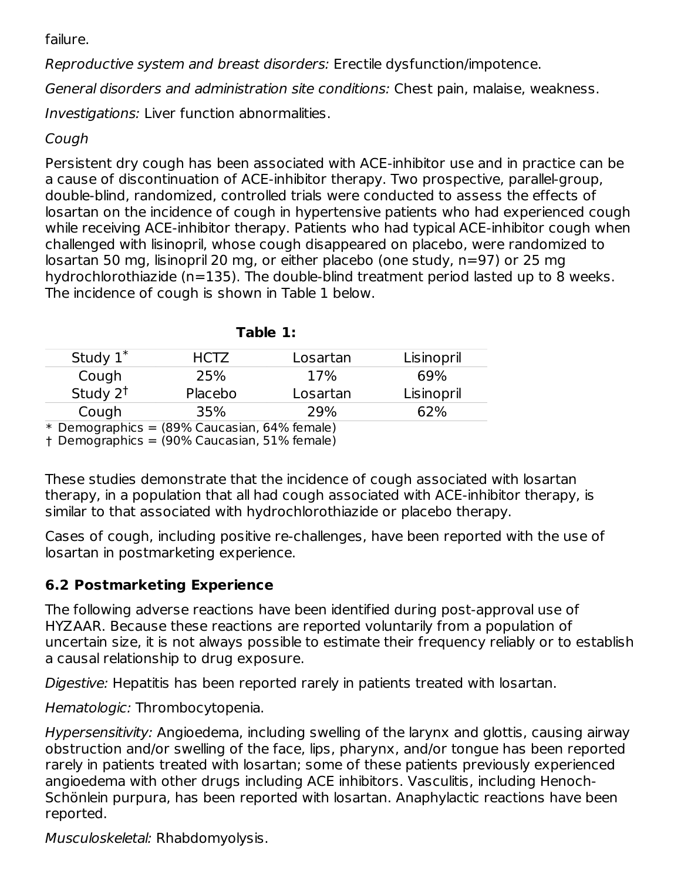failure.

*Reproductive system and breast disorders:* Erectile dysfunction/impotence.

*General disorders and administration site conditions:* Chest pain, malaise, weakness.

*Investigations:* Liver function abnormalities.

*Cough*

Persistent dry cough has been associated with ACE-inhibitor use and in practice can be a cause of discontinuation of ACE-inhibitor therapy. Two prospective, parallel-group, double-blind, randomized, controlled trials were conducted to assess the effects of losartan on the incidence of cough in hypertensive patients who had experienced cough while receiving ACE-inhibitor therapy. Patients who had typical ACE-inhibitor cough when challenged with lisinopril, whose cough disappeared on placebo, were randomized to losartan 50 mg, lisinopril 20 mg, or either placebo (one study, n=97) or 25 mg hydrochlorothiazide (n=135). The double-blind treatment period lasted up to 8 weeks. The incidence of cough is shown in Table 1 below.

**Table 1:**

| Study 1* | HCTZ | Losartan | Lisinopril |
|---|---|---|---|
| Cough | 25% | 17% | 69% |
| Study 2† | Placebo | Losartan | Lisinopril |
| Cough | 35% | 29% | 62% |

\* Demographics = (89% Caucasian, 64% female)
† Demographics = (90% Caucasian, 51% female)

These studies demonstrate that the incidence of cough associated with losartan therapy, in a population that all had cough associated with ACE-inhibitor therapy, is similar to that associated with hydrochlorothiazide or placebo therapy.

Cases of cough, including positive re-challenges, have been reported with the use of losartan in postmarketing experience.

## 6.2 Postmarketing Experience

The following adverse reactions have been identified during post-approval use of HYZAAR. Because these reactions are reported voluntarily from a population of uncertain size, it is not always possible to estimate their frequency reliably or to establish a causal relationship to drug exposure.

*Digestive:* Hepatitis has been reported rarely in patients treated with losartan.

*Hematologic:* Thrombocytopenia.

*Hypersensitivity:* Angioedema, including swelling of the larynx and glottis, causing airway obstruction and/or swelling of the face, lips, pharynx, and/or tongue has been reported rarely in patients treated with losartan; some of these patients previously experienced angioedema with other drugs including ACE inhibitors. Vasculitis, including Henoch-Schönlein purpura, has been reported with losartan. Anaphylactic reactions have been reported.

*Musculoskeletal:* Rhabdomyolysis.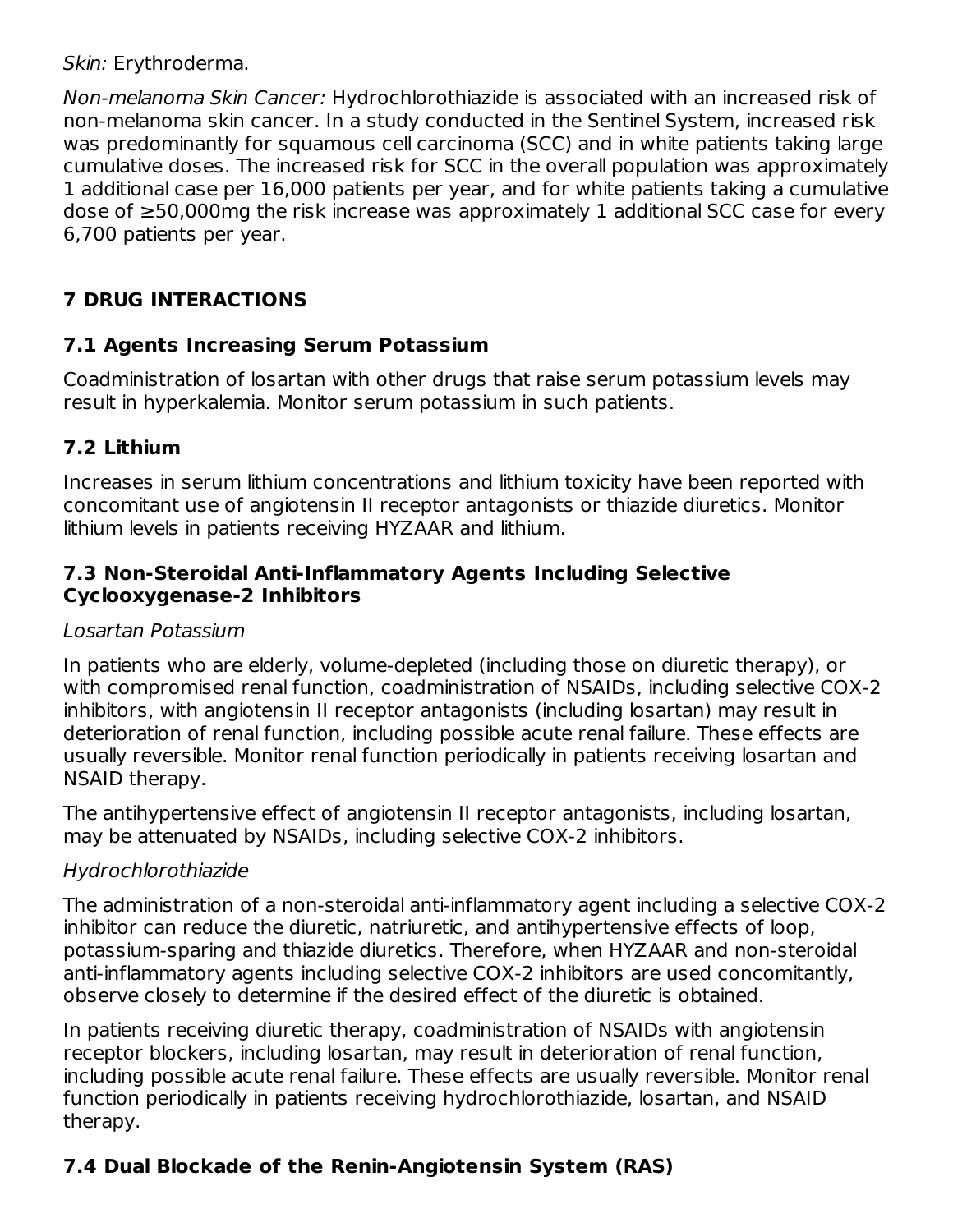*Skin:* Erythroderma.

*Non-melanoma Skin Cancer:* Hydrochlorothiazide is associated with an increased risk of non-melanoma skin cancer. In a study conducted in the Sentinel System, increased risk was predominantly for squamous cell carcinoma (SCC) and in white patients taking large cumulative doses. The increased risk for SCC in the overall population was approximately 1 additional case per 16,000 patients per year, and for white patients taking a cumulative dose of ≥50,000mg the risk increase was approximately 1 additional SCC case for every 6,700 patients per year.

## 7 DRUG INTERACTIONS

### 7.1 Agents Increasing Serum Potassium

Coadministration of losartan with other drugs that raise serum potassium levels may result in hyperkalemia. Monitor serum potassium in such patients.

### 7.2 Lithium

Increases in serum lithium concentrations and lithium toxicity have been reported with concomitant use of angiotensin II receptor antagonists or thiazide diuretics. Monitor lithium levels in patients receiving HYZAAR and lithium.

### 7.3 Non-Steroidal Anti-Inflammatory Agents Including Selective Cyclooxygenase-2 Inhibitors

*Losartan Potassium*

In patients who are elderly, volume-depleted (including those on diuretic therapy), or with compromised renal function, coadministration of NSAIDs, including selective COX-2 inhibitors, with angiotensin II receptor antagonists (including losartan) may result in deterioration of renal function, including possible acute renal failure. These effects are usually reversible. Monitor renal function periodically in patients receiving losartan and NSAID therapy.

The antihypertensive effect of angiotensin II receptor antagonists, including losartan, may be attenuated by NSAIDs, including selective COX-2 inhibitors.

*Hydrochlorothiazide*

The administration of a non-steroidal anti-inflammatory agent including a selective COX-2 inhibitor can reduce the diuretic, natriuretic, and antihypertensive effects of loop, potassium-sparing and thiazide diuretics. Therefore, when HYZAAR and non-steroidal anti-inflammatory agents including selective COX-2 inhibitors are used concomitantly, observe closely to determine if the desired effect of the diuretic is obtained.

In patients receiving diuretic therapy, coadministration of NSAIDs with angiotensin receptor blockers, including losartan, may result in deterioration of renal function, including possible acute renal failure. These effects are usually reversible. Monitor renal function periodically in patients receiving hydrochlorothiazide, losartan, and NSAID therapy.

### 7.4 Dual Blockade of the Renin-Angiotensin System (RAS)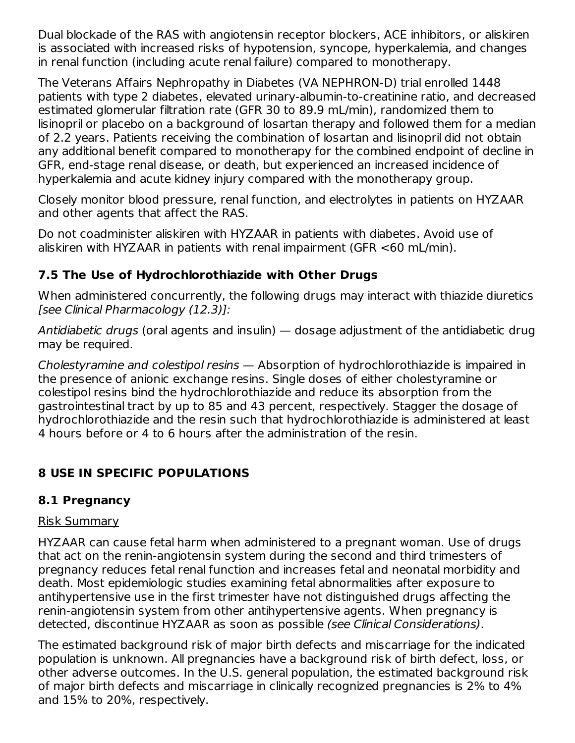Dual blockade of the RAS with angiotensin receptor blockers, ACE inhibitors, or aliskiren is associated with increased risks of hypotension, syncope, hyperkalemia, and changes in renal function (including acute renal failure) compared to monotherapy.

The Veterans Affairs Nephropathy in Diabetes (VA NEPHRON-D) trial enrolled 1448 patients with type 2 diabetes, elevated urinary-albumin-to-creatinine ratio, and decreased estimated glomerular filtration rate (GFR 30 to 89.9 mL/min), randomized them to lisinopril or placebo on a background of losartan therapy and followed them for a median of 2.2 years. Patients receiving the combination of losartan and lisinopril did not obtain any additional benefit compared to monotherapy for the combined endpoint of decline in GFR, end-stage renal disease, or death, but experienced an increased incidence of hyperkalemia and acute kidney injury compared with the monotherapy group.

Closely monitor blood pressure, renal function, and electrolytes in patients on HYZAAR and other agents that affect the RAS.

Do not coadminister aliskiren with HYZAAR in patients with diabetes. Avoid use of aliskiren with HYZAAR in patients with renal impairment (GFR <60 mL/min).

### 7.5 The Use of Hydrochlorothiazide with Other Drugs

When administered concurrently, the following drugs may interact with thiazide diuretics *[see Clinical Pharmacology (12.3)]:*

*Antidiabetic drugs* (oral agents and insulin) — dosage adjustment of the antidiabetic drug may be required.

*Cholestyramine and colestipol resins* — Absorption of hydrochlorothiazide is impaired in the presence of anionic exchange resins. Single doses of either cholestyramine or colestipol resins bind the hydrochlorothiazide and reduce its absorption from the gastrointestinal tract by up to 85 and 43 percent, respectively. Stagger the dosage of hydrochlorothiazide and the resin such that hydrochlorothiazide is administered at least 4 hours before or 4 to 6 hours after the administration of the resin.

## 8 USE IN SPECIFIC POPULATIONS

### 8.1 Pregnancy

Risk Summary

HYZAAR can cause fetal harm when administered to a pregnant woman. Use of drugs that act on the renin-angiotensin system during the second and third trimesters of pregnancy reduces fetal renal function and increases fetal and neonatal morbidity and death. Most epidemiologic studies examining fetal abnormalities after exposure to antihypertensive use in the first trimester have not distinguished drugs affecting the renin-angiotensin system from other antihypertensive agents. When pregnancy is detected, discontinue HYZAAR as soon as possible *(see Clinical Considerations)*.

The estimated background risk of major birth defects and miscarriage for the indicated population is unknown. All pregnancies have a background risk of birth defect, loss, or other adverse outcomes. In the U.S. general population, the estimated background risk of major birth defects and miscarriage in clinically recognized pregnancies is 2% to 4% and 15% to 20%, respectively.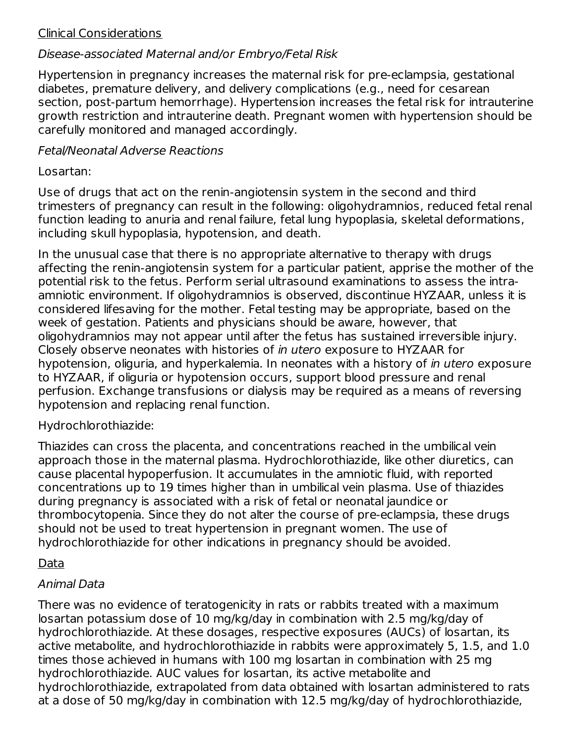Clinical Considerations

*Disease-associated Maternal and/or Embryo/Fetal Risk*

Hypertension in pregnancy increases the maternal risk for pre-eclampsia, gestational diabetes, premature delivery, and delivery complications (e.g., need for cesarean section, post-partum hemorrhage). Hypertension increases the fetal risk for intrauterine growth restriction and intrauterine death. Pregnant women with hypertension should be carefully monitored and managed accordingly.

*Fetal/Neonatal Adverse Reactions*

Losartan:

Use of drugs that act on the renin-angiotensin system in the second and third trimesters of pregnancy can result in the following: oligohydramnios, reduced fetal renal function leading to anuria and renal failure, fetal lung hypoplasia, skeletal deformations, including skull hypoplasia, hypotension, and death.

In the unusual case that there is no appropriate alternative to therapy with drugs affecting the renin-angiotensin system for a particular patient, apprise the mother of the potential risk to the fetus. Perform serial ultrasound examinations to assess the intra-amniotic environment. If oligohydramnios is observed, discontinue HYZAAR, unless it is considered lifesaving for the mother. Fetal testing may be appropriate, based on the week of gestation. Patients and physicians should be aware, however, that oligohydramnios may not appear until after the fetus has sustained irreversible injury. Closely observe neonates with histories of *in utero* exposure to HYZAAR for hypotension, oliguria, and hyperkalemia. In neonates with a history of *in utero* exposure to HYZAAR, if oliguria or hypotension occurs, support blood pressure and renal perfusion. Exchange transfusions or dialysis may be required as a means of reversing hypotension and replacing renal function.

Hydrochlorothiazide:

Thiazides can cross the placenta, and concentrations reached in the umbilical vein approach those in the maternal plasma. Hydrochlorothiazide, like other diuretics, can cause placental hypoperfusion. It accumulates in the amniotic fluid, with reported concentrations up to 19 times higher than in umbilical vein plasma. Use of thiazides during pregnancy is associated with a risk of fetal or neonatal jaundice or thrombocytopenia. Since they do not alter the course of pre-eclampsia, these drugs should not be used to treat hypertension in pregnant women. The use of hydrochlorothiazide for other indications in pregnancy should be avoided.

Data

*Animal Data*

There was no evidence of teratogenicity in rats or rabbits treated with a maximum losartan potassium dose of 10 mg/kg/day in combination with 2.5 mg/kg/day of hydrochlorothiazide. At these dosages, respective exposures (AUCs) of losartan, its active metabolite, and hydrochlorothiazide in rabbits were approximately 5, 1.5, and 1.0 times those achieved in humans with 100 mg losartan in combination with 25 mg hydrochlorothiazide. AUC values for losartan, its active metabolite and hydrochlorothiazide, extrapolated from data obtained with losartan administered to rats at a dose of 50 mg/kg/day in combination with 12.5 mg/kg/day of hydrochlorothiazide,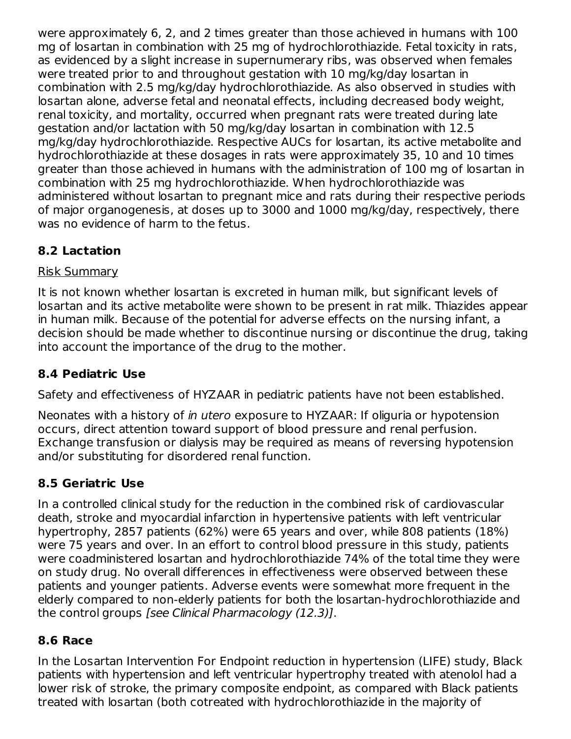were approximately 6, 2, and 2 times greater than those achieved in humans with 100 mg of losartan in combination with 25 mg of hydrochlorothiazide. Fetal toxicity in rats, as evidenced by a slight increase in supernumerary ribs, was observed when females were treated prior to and throughout gestation with 10 mg/kg/day losartan in combination with 2.5 mg/kg/day hydrochlorothiazide. As also observed in studies with losartan alone, adverse fetal and neonatal effects, including decreased body weight, renal toxicity, and mortality, occurred when pregnant rats were treated during late gestation and/or lactation with 50 mg/kg/day losartan in combination with 12.5 mg/kg/day hydrochlorothiazide. Respective AUCs for losartan, its active metabolite and hydrochlorothiazide at these dosages in rats were approximately 35, 10 and 10 times greater than those achieved in humans with the administration of 100 mg of losartan in combination with 25 mg hydrochlorothiazide. When hydrochlorothiazide was administered without losartan to pregnant mice and rats during their respective periods of major organogenesis, at doses up to 3000 and 1000 mg/kg/day, respectively, there was no evidence of harm to the fetus.

## 8.2 Lactation

Risk Summary

It is not known whether losartan is excreted in human milk, but significant levels of losartan and its active metabolite were shown to be present in rat milk. Thiazides appear in human milk. Because of the potential for adverse effects on the nursing infant, a decision should be made whether to discontinue nursing or discontinue the drug, taking into account the importance of the drug to the mother.

## 8.4 Pediatric Use

Safety and effectiveness of HYZAAR in pediatric patients have not been established.

Neonates with a history of *in utero* exposure to HYZAAR: If oliguria or hypotension occurs, direct attention toward support of blood pressure and renal perfusion. Exchange transfusion or dialysis may be required as means of reversing hypotension and/or substituting for disordered renal function.

## 8.5 Geriatric Use

In a controlled clinical study for the reduction in the combined risk of cardiovascular death, stroke and myocardial infarction in hypertensive patients with left ventricular hypertrophy, 2857 patients (62%) were 65 years and over, while 808 patients (18%) were 75 years and over. In an effort to control blood pressure in this study, patients were coadministered losartan and hydrochlorothiazide 74% of the total time they were on study drug. No overall differences in effectiveness were observed between these patients and younger patients. Adverse events were somewhat more frequent in the elderly compared to non-elderly patients for both the losartan-hydrochlorothiazide and the control groups *[see Clinical Pharmacology (12.3)]*.

## 8.6 Race

In the Losartan Intervention For Endpoint reduction in hypertension (LIFE) study, Black patients with hypertension and left ventricular hypertrophy treated with atenolol had a lower risk of stroke, the primary composite endpoint, as compared with Black patients treated with losartan (both cotreated with hydrochlorothiazide in the majority of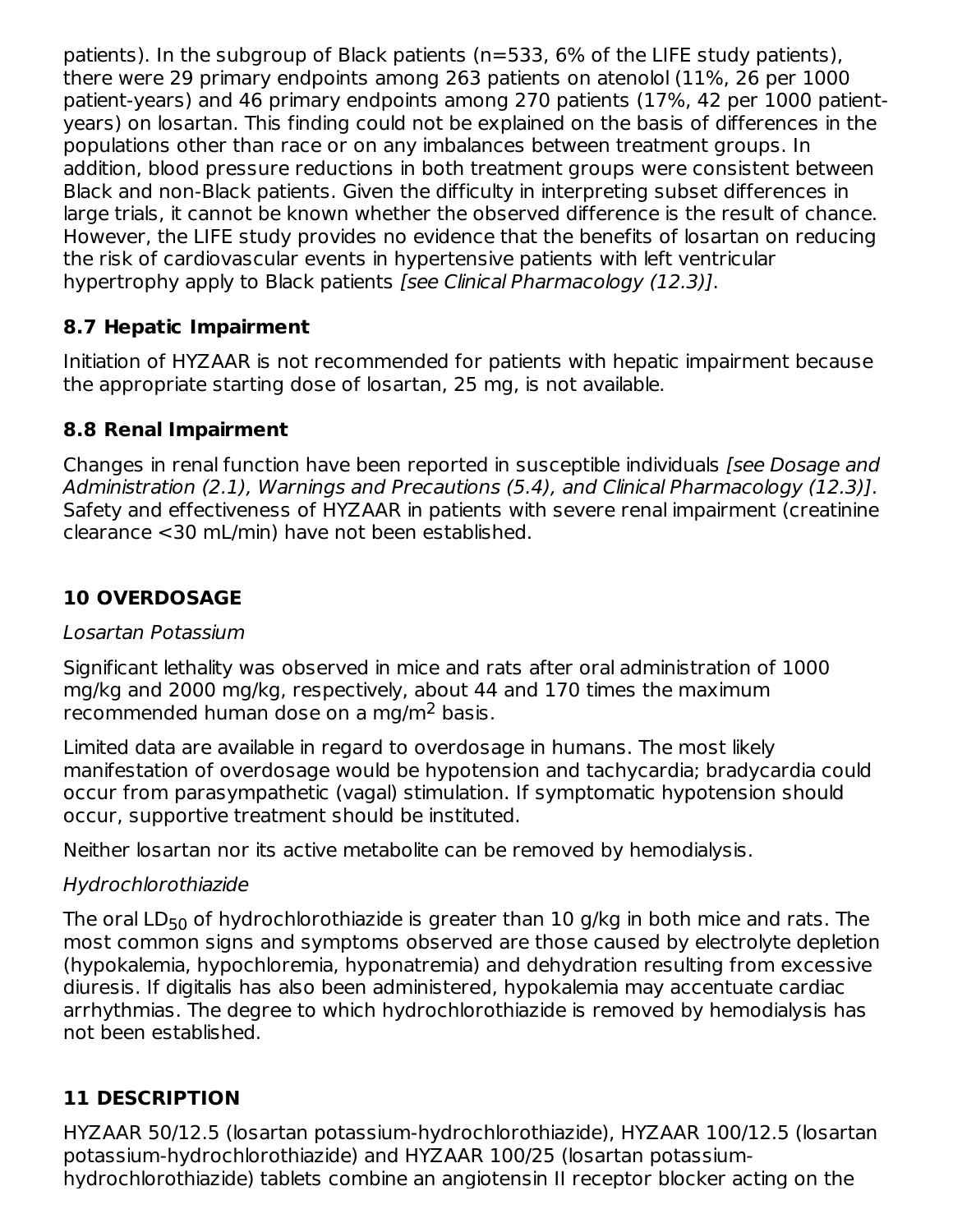patients). In the subgroup of Black patients (n=533, 6% of the LIFE study patients), there were 29 primary endpoints among 263 patients on atenolol (11%, 26 per 1000 patient-years) and 46 primary endpoints among 270 patients (17%, 42 per 1000 patient-years) on losartan. This finding could not be explained on the basis of differences in the populations other than race or on any imbalances between treatment groups. In addition, blood pressure reductions in both treatment groups were consistent between Black and non-Black patients. Given the difficulty in interpreting subset differences in large trials, it cannot be known whether the observed difference is the result of chance. However, the LIFE study provides no evidence that the benefits of losartan on reducing the risk of cardiovascular events in hypertensive patients with left ventricular hypertrophy apply to Black patients *[see Clinical Pharmacology (12.3)]*.

### 8.7 Hepatic Impairment

Initiation of HYZAAR is not recommended for patients with hepatic impairment because the appropriate starting dose of losartan, 25 mg, is not available.

### 8.8 Renal Impairment

Changes in renal function have been reported in susceptible individuals *[see Dosage and Administration (2.1), Warnings and Precautions (5.4), and Clinical Pharmacology (12.3)]*. Safety and effectiveness of HYZAAR in patients with severe renal impairment (creatinine clearance <30 mL/min) have not been established.

## 10 OVERDOSAGE

*Losartan Potassium*

Significant lethality was observed in mice and rats after oral administration of 1000 mg/kg and 2000 mg/kg, respectively, about 44 and 170 times the maximum recommended human dose on a mg/m$^2$ basis.

Limited data are available in regard to overdosage in humans. The most likely manifestation of overdosage would be hypotension and tachycardia; bradycardia could occur from parasympathetic (vagal) stimulation. If symptomatic hypotension should occur, supportive treatment should be instituted.

Neither losartan nor its active metabolite can be removed by hemodialysis.

*Hydrochlorothiazide*

The oral $LD_{50}$ of hydrochlorothiazide is greater than 10 g/kg in both mice and rats. The most common signs and symptoms observed are those caused by electrolyte depletion (hypokalemia, hypochloremia, hyponatremia) and dehydration resulting from excessive diuresis. If digitalis has also been administered, hypokalemia may accentuate cardiac arrhythmias. The degree to which hydrochlorothiazide is removed by hemodialysis has not been established.

## 11 DESCRIPTION

HYZAAR 50/12.5 (losartan potassium-hydrochlorothiazide), HYZAAR 100/12.5 (losartan potassium-hydrochlorothiazide) and HYZAAR 100/25 (losartan potassium-hydrochlorothiazide) tablets combine an angiotensin II receptor blocker acting on the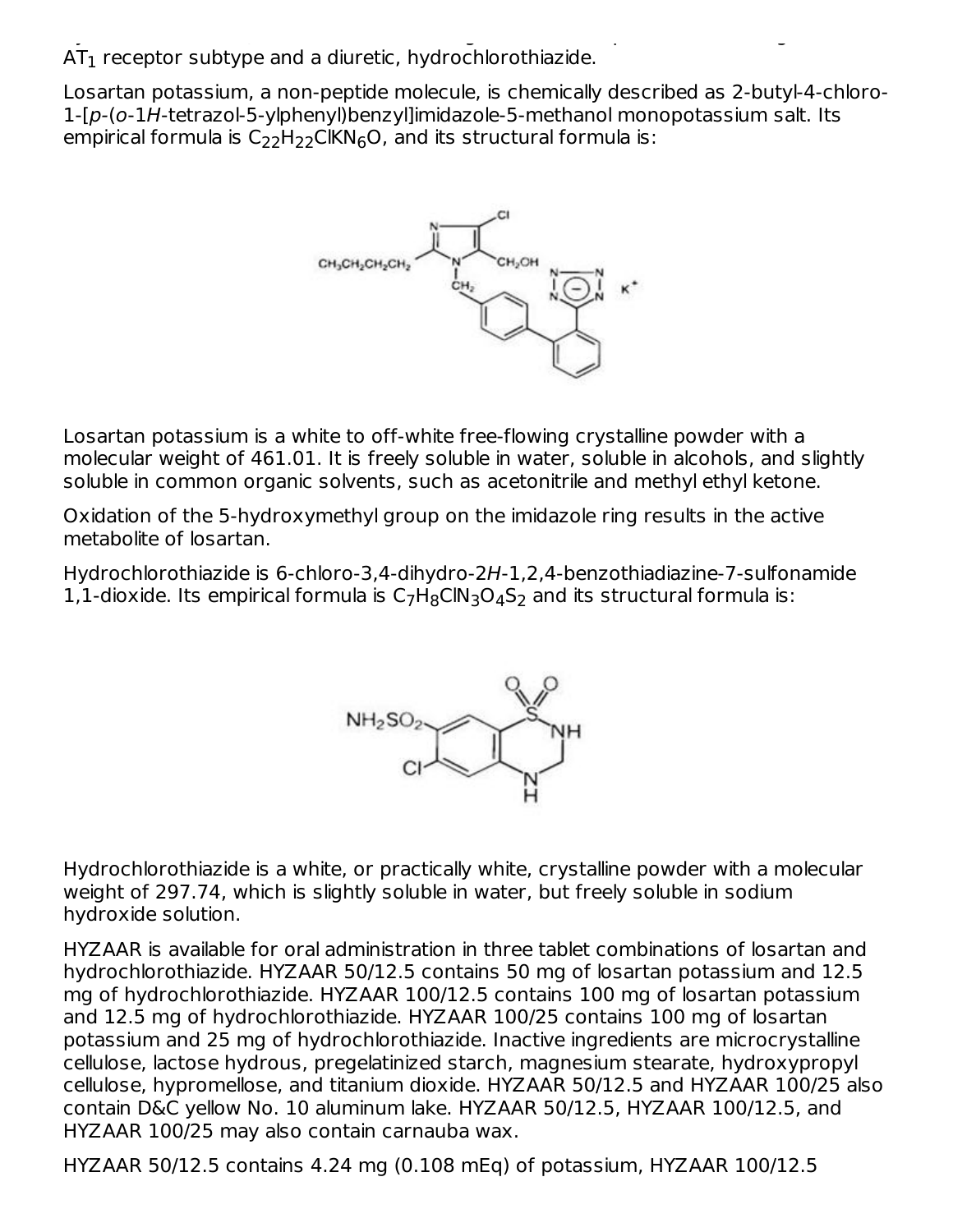$AT_1$ receptor subtype and a diuretic, hydrochlorothiazide.

Losartan potassium, a non-peptide molecule, is chemically described as 2-butyl-4-chloro-1-[*p*-(*o*-1*H*-tetrazol-5-ylphenyl)benzyl]imidazole-5-methanol monopotassium salt. Its empirical formula is $C_{22}H_{22}ClKN_6O$, and its structural formula is:

Losartan potassium is a white to off-white free-flowing crystalline powder with a molecular weight of 461.01. It is freely soluble in water, soluble in alcohols, and slightly soluble in common organic solvents, such as acetonitrile and methyl ethyl ketone.

Oxidation of the 5-hydroxymethyl group on the imidazole ring results in the active metabolite of losartan.

Hydrochlorothiazide is 6-chloro-3,4-dihydro-2*H*-1,2,4-benzothiadiazine-7-sulfonamide 1,1-dioxide. Its empirical formula is $C_7H_8ClN_3O_4S_2$ and its structural formula is:

Hydrochlorothiazide is a white, or practically white, crystalline powder with a molecular weight of 297.74, which is slightly soluble in water, but freely soluble in sodium hydroxide solution.

HYZAAR is available for oral administration in three tablet combinations of losartan and hydrochlorothiazide. HYZAAR 50/12.5 contains 50 mg of losartan potassium and 12.5 mg of hydrochlorothiazide. HYZAAR 100/12.5 contains 100 mg of losartan potassium and 12.5 mg of hydrochlorothiazide. HYZAAR 100/25 contains 100 mg of losartan potassium and 25 mg of hydrochlorothiazide. Inactive ingredients are microcrystalline cellulose, lactose hydrous, pregelatinized starch, magnesium stearate, hydroxypropyl cellulose, hypromellose, and titanium dioxide. HYZAAR 50/12.5 and HYZAAR 100/25 also contain D&C yellow No. 10 aluminum lake. HYZAAR 50/12.5, HYZAAR 100/12.5, and HYZAAR 100/25 may also contain carnauba wax.

HYZAAR 50/12.5 contains 4.24 mg (0.108 mEq) of potassium, HYZAAR 100/12.5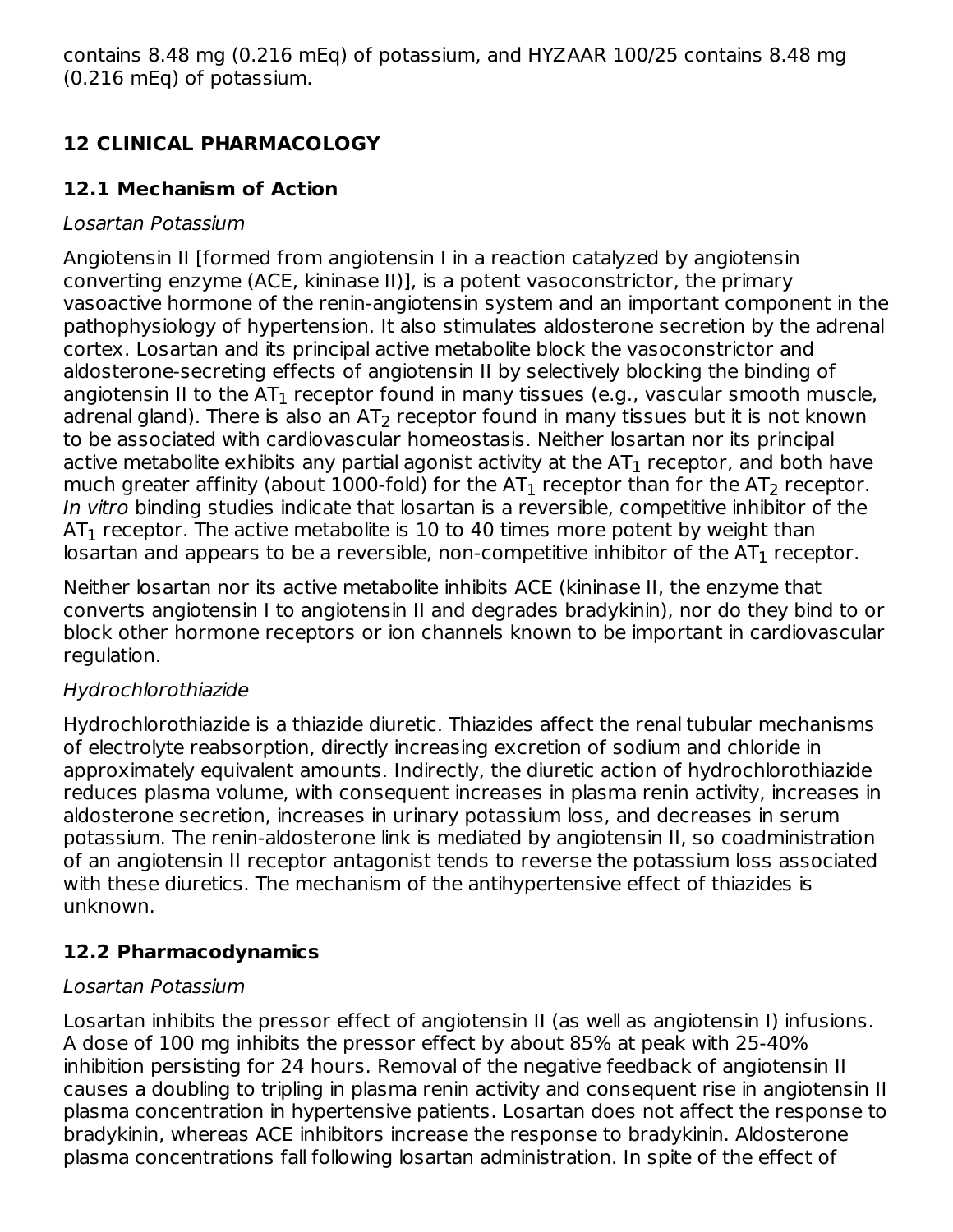contains 8.48 mg (0.216 mEq) of potassium, and HYZAAR 100/25 contains 8.48 mg (0.216 mEq) of potassium.

## 12 CLINICAL PHARMACOLOGY

### 12.1 Mechanism of Action

*Losartan Potassium*

Angiotensin II [formed from angiotensin I in a reaction catalyzed by angiotensin converting enzyme (ACE, kininase II)], is a potent vasoconstrictor, the primary vasoactive hormone of the renin-angiotensin system and an important component in the pathophysiology of hypertension. It also stimulates aldosterone secretion by the adrenal cortex. Losartan and its principal active metabolite block the vasoconstrictor and aldosterone-secreting effects of angiotensin II by selectively blocking the binding of angiotensin II to the $AT_1$ receptor found in many tissues (e.g., vascular smooth muscle, adrenal gland). There is also an $AT_2$ receptor found in many tissues but it is not known to be associated with cardiovascular homeostasis. Neither losartan nor its principal active metabolite exhibits any partial agonist activity at the $AT_1$ receptor, and both have much greater affinity (about 1000-fold) for the $AT_1$ receptor than for the $AT_2$ receptor. *In vitro* binding studies indicate that losartan is a reversible, competitive inhibitor of the $AT_1$ receptor. The active metabolite is 10 to 40 times more potent by weight than losartan and appears to be a reversible, non-competitive inhibitor of the $AT_1$ receptor.

Neither losartan nor its active metabolite inhibits ACE (kininase II, the enzyme that converts angiotensin I to angiotensin II and degrades bradykinin), nor do they bind to or block other hormone receptors or ion channels known to be important in cardiovascular regulation.

*Hydrochlorothiazide*

Hydrochlorothiazide is a thiazide diuretic. Thiazides affect the renal tubular mechanisms of electrolyte reabsorption, directly increasing excretion of sodium and chloride in approximately equivalent amounts. Indirectly, the diuretic action of hydrochlorothiazide reduces plasma volume, with consequent increases in plasma renin activity, increases in aldosterone secretion, increases in urinary potassium loss, and decreases in serum potassium. The renin-aldosterone link is mediated by angiotensin II, so coadministration of an angiotensin II receptor antagonist tends to reverse the potassium loss associated with these diuretics. The mechanism of the antihypertensive effect of thiazides is unknown.

### 12.2 Pharmacodynamics

*Losartan Potassium*

Losartan inhibits the pressor effect of angiotensin II (as well as angiotensin I) infusions. A dose of 100 mg inhibits the pressor effect by about 85% at peak with 25-40% inhibition persisting for 24 hours. Removal of the negative feedback of angiotensin II causes a doubling to tripling in plasma renin activity and consequent rise in angiotensin II plasma concentration in hypertensive patients. Losartan does not affect the response to bradykinin, whereas ACE inhibitors increase the response to bradykinin. Aldosterone plasma concentrations fall following losartan administration. In spite of the effect of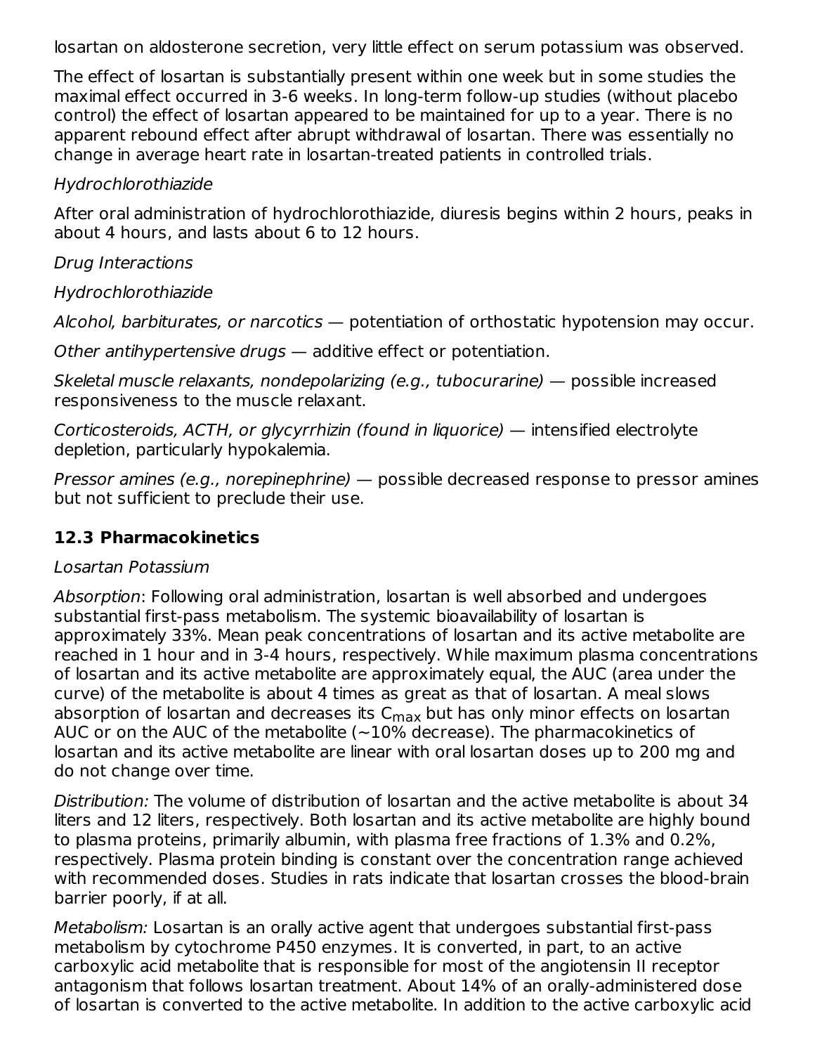losartan on aldosterone secretion, very little effect on serum potassium was observed.

The effect of losartan is substantially present within one week but in some studies the maximal effect occurred in 3-6 weeks. In long-term follow-up studies (without placebo control) the effect of losartan appeared to be maintained for up to a year. There is no apparent rebound effect after abrupt withdrawal of losartan. There was essentially no change in average heart rate in losartan-treated patients in controlled trials.

*Hydrochlorothiazide*

After oral administration of hydrochlorothiazide, diuresis begins within 2 hours, peaks in about 4 hours, and lasts about 6 to 12 hours.

*Drug Interactions*

*Hydrochlorothiazide*

*Alcohol, barbiturates, or narcotics* — potentiation of orthostatic hypotension may occur.

*Other antihypertensive drugs* — additive effect or potentiation.

*Skeletal muscle relaxants, nondepolarizing (e.g., tubocurarine)* — possible increased responsiveness to the muscle relaxant.

*Corticosteroids, ACTH, or glycyrrhizin (found in liquorice)* — intensified electrolyte depletion, particularly hypokalemia.

*Pressor amines (e.g., norepinephrine)* — possible decreased response to pressor amines but not sufficient to preclude their use.

### 12.3 Pharmacokinetics

*Losartan Potassium*

*Absorption*: Following oral administration, losartan is well absorbed and undergoes substantial first-pass metabolism. The systemic bioavailability of losartan is approximately 33%. Mean peak concentrations of losartan and its active metabolite are reached in 1 hour and in 3-4 hours, respectively. While maximum plasma concentrations of losartan and its active metabolite are approximately equal, the AUC (area under the curve) of the metabolite is about 4 times as great as that of losartan. A meal slows absorption of losartan and decreases its $C_{max}$ but has only minor effects on losartan AUC or on the AUC of the metabolite (~10% decrease). The pharmacokinetics of losartan and its active metabolite are linear with oral losartan doses up to 200 mg and do not change over time.

*Distribution:* The volume of distribution of losartan and the active metabolite is about 34 liters and 12 liters, respectively. Both losartan and its active metabolite are highly bound to plasma proteins, primarily albumin, with plasma free fractions of 1.3% and 0.2%, respectively. Plasma protein binding is constant over the concentration range achieved with recommended doses. Studies in rats indicate that losartan crosses the blood-brain barrier poorly, if at all.

*Metabolism:* Losartan is an orally active agent that undergoes substantial first-pass metabolism by cytochrome P450 enzymes. It is converted, in part, to an active carboxylic acid metabolite that is responsible for most of the angiotensin II receptor antagonism that follows losartan treatment. About 14% of an orally-administered dose of losartan is converted to the active metabolite. In addition to the active carboxylic acid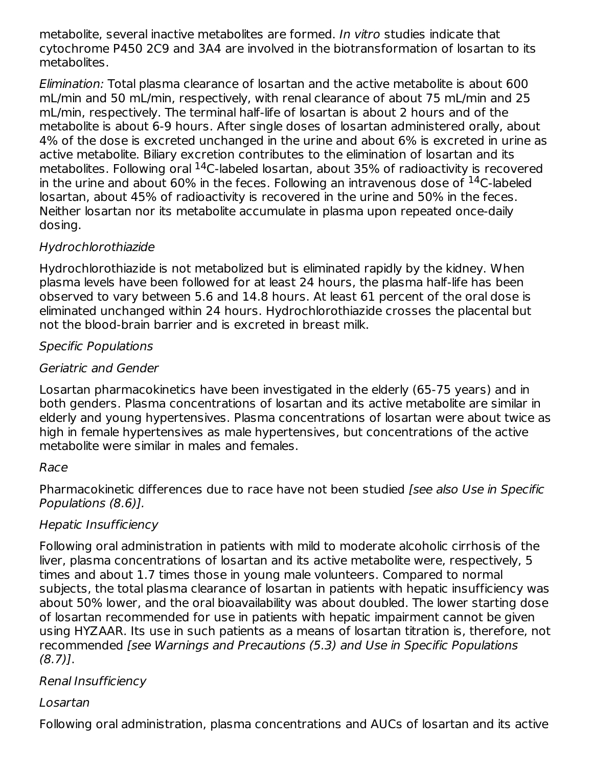metabolite, several inactive metabolites are formed. *In vitro* studies indicate that cytochrome P450 2C9 and 3A4 are involved in the biotransformation of losartan to its metabolites.

*Elimination:* Total plasma clearance of losartan and the active metabolite is about 600 mL/min and 50 mL/min, respectively, with renal clearance of about 75 mL/min and 25 mL/min, respectively. The terminal half-life of losartan is about 2 hours and of the metabolite is about 6-9 hours. After single doses of losartan administered orally, about 4% of the dose is excreted unchanged in the urine and about 6% is excreted in urine as active metabolite. Biliary excretion contributes to the elimination of losartan and its metabolites. Following oral $^{14}$C-labeled losartan, about 35% of radioactivity is recovered in the urine and about 60% in the feces. Following an intravenous dose of $^{14}$C-labeled losartan, about 45% of radioactivity is recovered in the urine and 50% in the feces. Neither losartan nor its metabolite accumulate in plasma upon repeated once-daily dosing.

*Hydrochlorothiazide*

Hydrochlorothiazide is not metabolized but is eliminated rapidly by the kidney. When plasma levels have been followed for at least 24 hours, the plasma half-life has been observed to vary between 5.6 and 14.8 hours. At least 61 percent of the oral dose is eliminated unchanged within 24 hours. Hydrochlorothiazide crosses the placental but not the blood-brain barrier and is excreted in breast milk.

*Specific Populations*

*Geriatric and Gender*

Losartan pharmacokinetics have been investigated in the elderly (65-75 years) and in both genders. Plasma concentrations of losartan and its active metabolite are similar in elderly and young hypertensives. Plasma concentrations of losartan were about twice as high in female hypertensives as male hypertensives, but concentrations of the active metabolite were similar in males and females.

*Race*

Pharmacokinetic differences due to race have not been studied *[see also Use in Specific Populations (8.6)].*

*Hepatic Insufficiency*

Following oral administration in patients with mild to moderate alcoholic cirrhosis of the liver, plasma concentrations of losartan and its active metabolite were, respectively, 5 times and about 1.7 times those in young male volunteers. Compared to normal subjects, the total plasma clearance of losartan in patients with hepatic insufficiency was about 50% lower, and the oral bioavailability was about doubled. The lower starting dose of losartan recommended for use in patients with hepatic impairment cannot be given using HYZAAR. Its use in such patients as a means of losartan titration is, therefore, not recommended *[see Warnings and Precautions (5.3) and Use in Specific Populations (8.7)]*.

*Renal Insufficiency*

*Losartan*

Following oral administration, plasma concentrations and AUCs of losartan and its active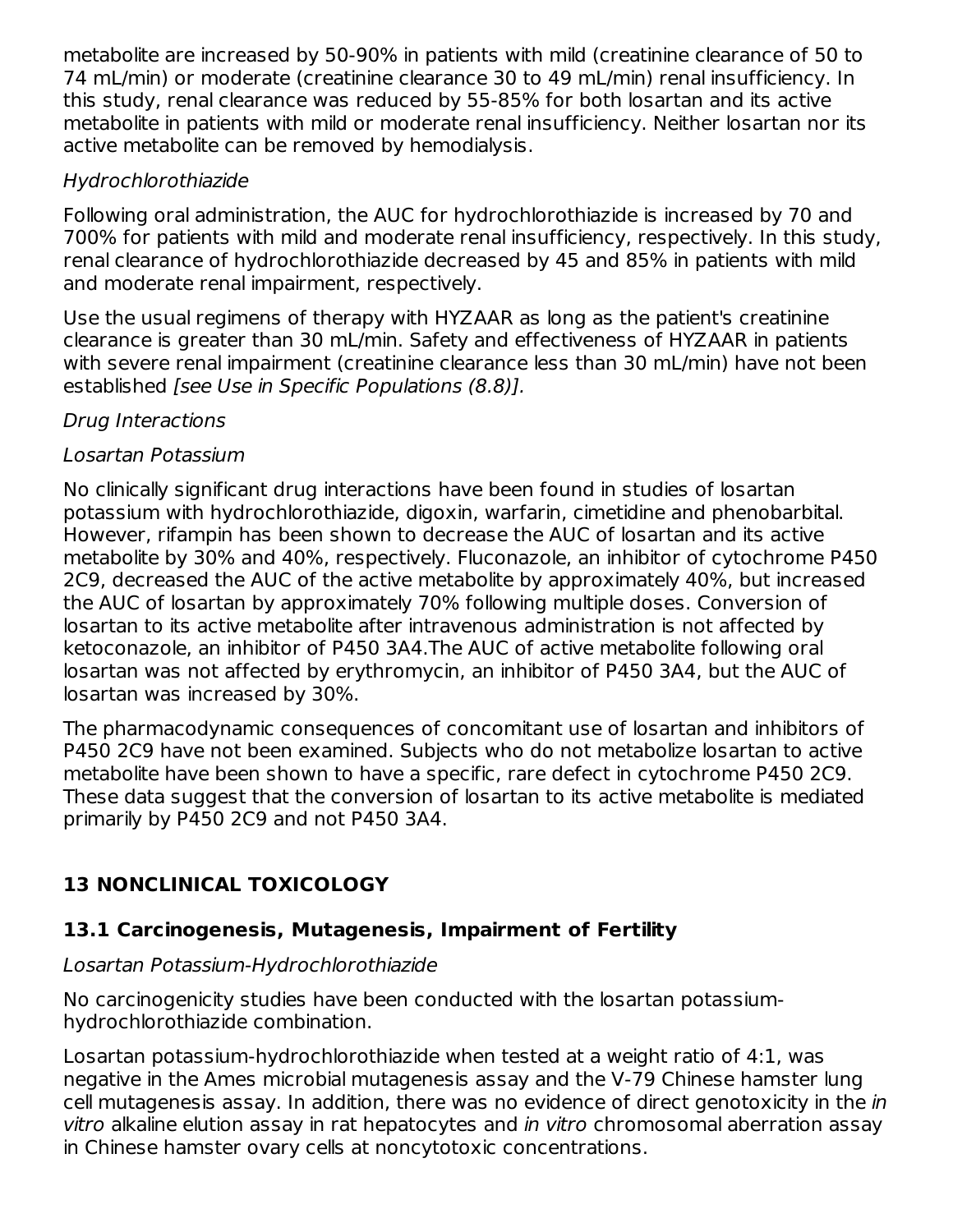metabolite are increased by 50-90% in patients with mild (creatinine clearance of 50 to 74 mL/min) or moderate (creatinine clearance 30 to 49 mL/min) renal insufficiency. In this study, renal clearance was reduced by 55-85% for both losartan and its active metabolite in patients with mild or moderate renal insufficiency. Neither losartan nor its active metabolite can be removed by hemodialysis.

*Hydrochlorothiazide*

Following oral administration, the AUC for hydrochlorothiazide is increased by 70 and 700% for patients with mild and moderate renal insufficiency, respectively. In this study, renal clearance of hydrochlorothiazide decreased by 45 and 85% in patients with mild and moderate renal impairment, respectively.

Use the usual regimens of therapy with HYZAAR as long as the patient's creatinine clearance is greater than 30 mL/min. Safety and effectiveness of HYZAAR in patients with severe renal impairment (creatinine clearance less than 30 mL/min) have not been established *[see Use in Specific Populations (8.8)].*

*Drug Interactions*

*Losartan Potassium*

No clinically significant drug interactions have been found in studies of losartan potassium with hydrochlorothiazide, digoxin, warfarin, cimetidine and phenobarbital. However, rifampin has been shown to decrease the AUC of losartan and its active metabolite by 30% and 40%, respectively. Fluconazole, an inhibitor of cytochrome P450 2C9, decreased the AUC of the active metabolite by approximately 40%, but increased the AUC of losartan by approximately 70% following multiple doses. Conversion of losartan to its active metabolite after intravenous administration is not affected by ketoconazole, an inhibitor of P450 3A4.The AUC of active metabolite following oral losartan was not affected by erythromycin, an inhibitor of P450 3A4, but the AUC of losartan was increased by 30%.

The pharmacodynamic consequences of concomitant use of losartan and inhibitors of P450 2C9 have not been examined. Subjects who do not metabolize losartan to active metabolite have been shown to have a specific, rare defect in cytochrome P450 2C9. These data suggest that the conversion of losartan to its active metabolite is mediated primarily by P450 2C9 and not P450 3A4.

## 13 NONCLINICAL TOXICOLOGY

### 13.1 Carcinogenesis, Mutagenesis, Impairment of Fertility

*Losartan Potassium-Hydrochlorothiazide*

No carcinogenicity studies have been conducted with the losartan potassium-hydrochlorothiazide combination.

Losartan potassium-hydrochlorothiazide when tested at a weight ratio of 4:1, was negative in the Ames microbial mutagenesis assay and the V-79 Chinese hamster lung cell mutagenesis assay. In addition, there was no evidence of direct genotoxicity in the *in vitro* alkaline elution assay in rat hepatocytes and *in vitro* chromosomal aberration assay in Chinese hamster ovary cells at noncytotoxic concentrations.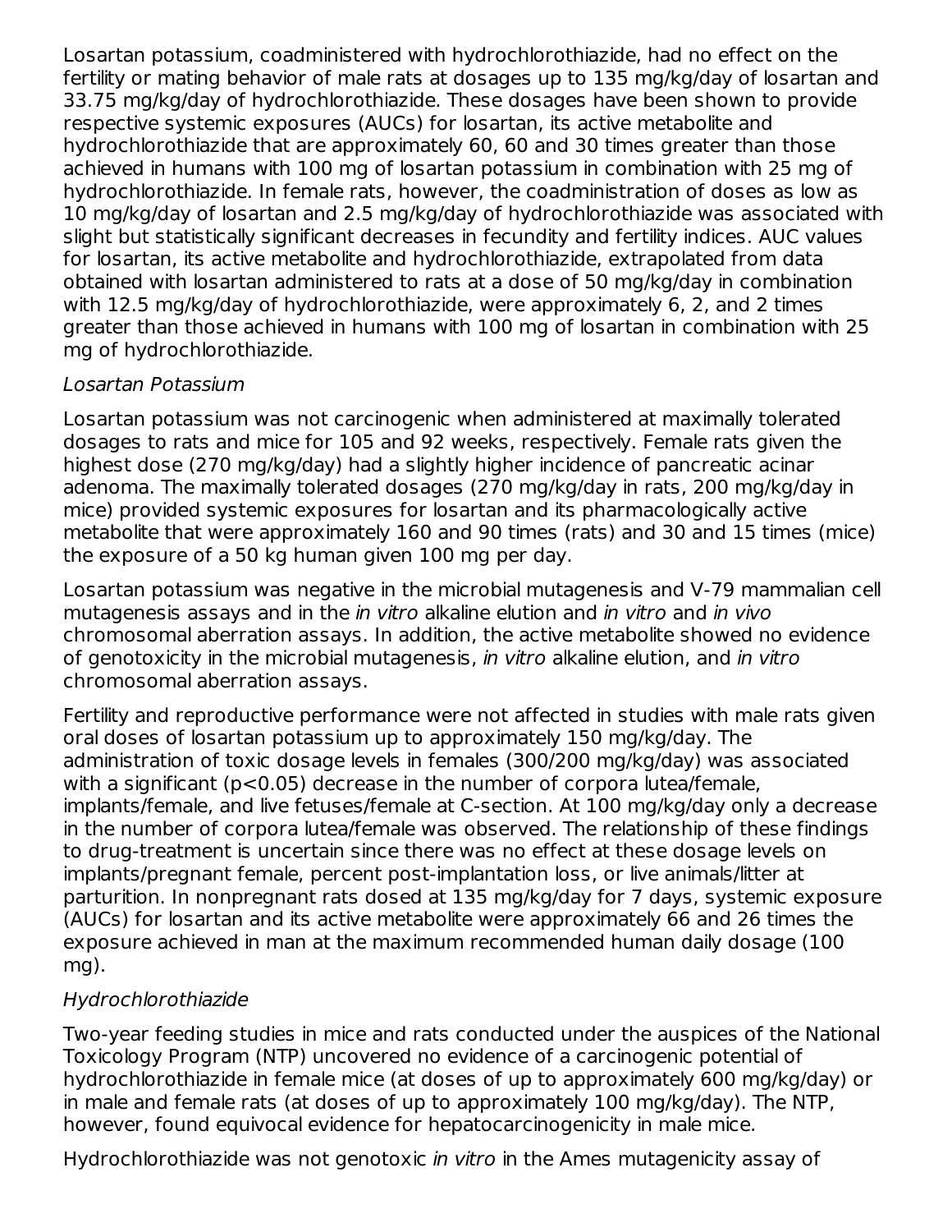Losartan potassium, coadministered with hydrochlorothiazide, had no effect on the fertility or mating behavior of male rats at dosages up to 135 mg/kg/day of losartan and 33.75 mg/kg/day of hydrochlorothiazide. These dosages have been shown to provide respective systemic exposures (AUCs) for losartan, its active metabolite and hydrochlorothiazide that are approximately 60, 60 and 30 times greater than those achieved in humans with 100 mg of losartan potassium in combination with 25 mg of hydrochlorothiazide. In female rats, however, the coadministration of doses as low as 10 mg/kg/day of losartan and 2.5 mg/kg/day of hydrochlorothiazide was associated with slight but statistically significant decreases in fecundity and fertility indices. AUC values for losartan, its active metabolite and hydrochlorothiazide, extrapolated from data obtained with losartan administered to rats at a dose of 50 mg/kg/day in combination with 12.5 mg/kg/day of hydrochlorothiazide, were approximately 6, 2, and 2 times greater than those achieved in humans with 100 mg of losartan in combination with 25 mg of hydrochlorothiazide.

*Losartan Potassium*

Losartan potassium was not carcinogenic when administered at maximally tolerated dosages to rats and mice for 105 and 92 weeks, respectively. Female rats given the highest dose (270 mg/kg/day) had a slightly higher incidence of pancreatic acinar adenoma. The maximally tolerated dosages (270 mg/kg/day in rats, 200 mg/kg/day in mice) provided systemic exposures for losartan and its pharmacologically active metabolite that were approximately 160 and 90 times (rats) and 30 and 15 times (mice) the exposure of a 50 kg human given 100 mg per day.

Losartan potassium was negative in the microbial mutagenesis and V-79 mammalian cell mutagenesis assays and in the *in vitro* alkaline elution and *in vitro* and *in vivo* chromosomal aberration assays. In addition, the active metabolite showed no evidence of genotoxicity in the microbial mutagenesis, *in vitro* alkaline elution, and *in vitro* chromosomal aberration assays.

Fertility and reproductive performance were not affected in studies with male rats given oral doses of losartan potassium up to approximately 150 mg/kg/day. The administration of toxic dosage levels in females (300/200 mg/kg/day) was associated with a significant ($p<0.05$) decrease in the number of corpora lutea/female, implants/female, and live fetuses/female at C-section. At 100 mg/kg/day only a decrease in the number of corpora lutea/female was observed. The relationship of these findings to drug-treatment is uncertain since there was no effect at these dosage levels on implants/pregnant female, percent post-implantation loss, or live animals/litter at parturition. In nonpregnant rats dosed at 135 mg/kg/day for 7 days, systemic exposure (AUCs) for losartan and its active metabolite were approximately 66 and 26 times the exposure achieved in man at the maximum recommended human daily dosage (100 mg).

*Hydrochlorothiazide*

Two-year feeding studies in mice and rats conducted under the auspices of the National Toxicology Program (NTP) uncovered no evidence of a carcinogenic potential of hydrochlorothiazide in female mice (at doses of up to approximately 600 mg/kg/day) or in male and female rats (at doses of up to approximately 100 mg/kg/day). The NTP, however, found equivocal evidence for hepatocarcinogenicity in male mice.

Hydrochlorothiazide was not genotoxic *in vitro* in the Ames mutagenicity assay of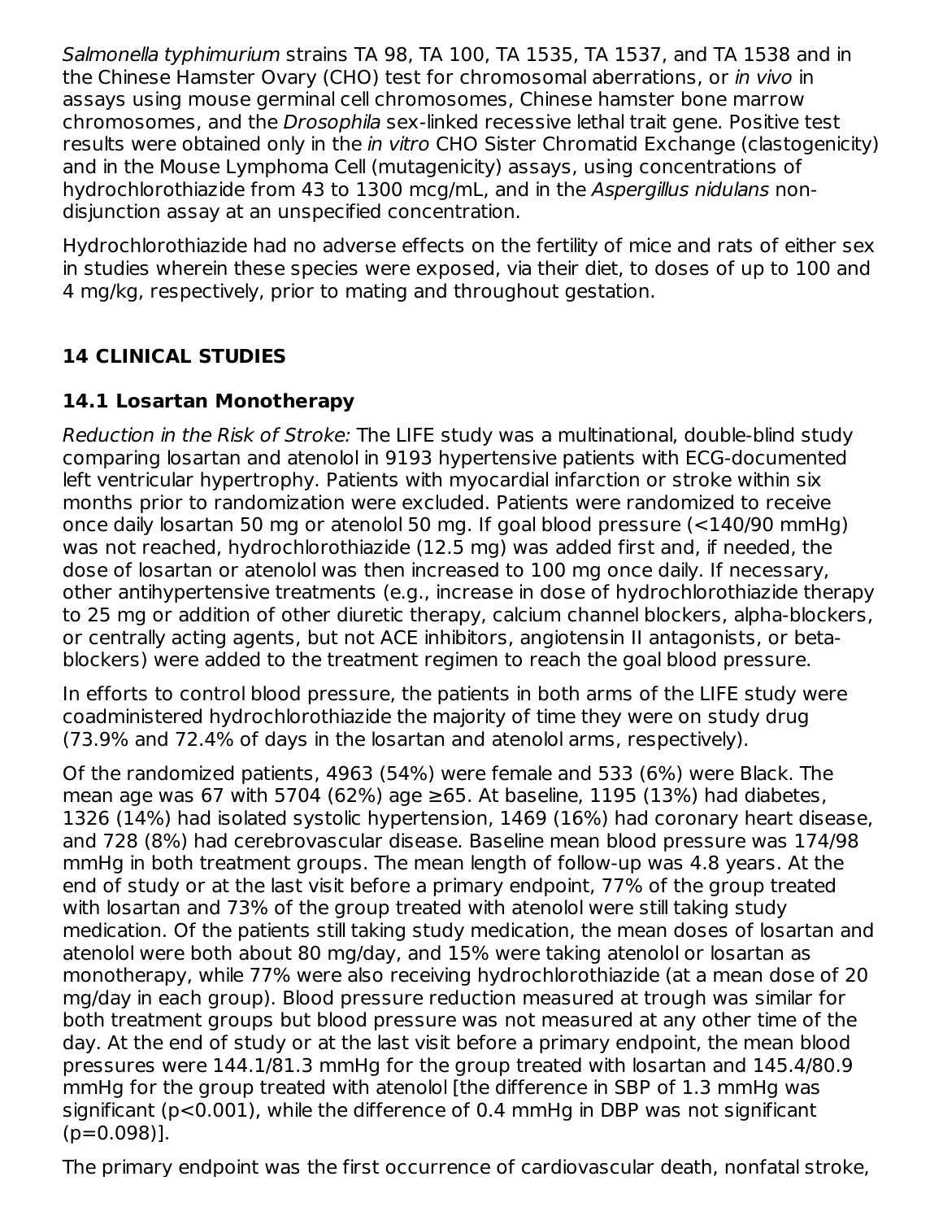*Salmonella typhimurium* strains TA 98, TA 100, TA 1535, TA 1537, and TA 1538 and in the Chinese Hamster Ovary (CHO) test for chromosomal aberrations, or *in vivo* in assays using mouse germinal cell chromosomes, Chinese hamster bone marrow chromosomes, and the *Drosophila* sex-linked recessive lethal trait gene. Positive test results were obtained only in the *in vitro* CHO Sister Chromatid Exchange (clastogenicity) and in the Mouse Lymphoma Cell (mutagenicity) assays, using concentrations of hydrochlorothiazide from 43 to 1300 mcg/mL, and in the *Aspergillus nidulans* non-disjunction assay at an unspecified concentration.

Hydrochlorothiazide had no adverse effects on the fertility of mice and rats of either sex in studies wherein these species were exposed, via their diet, to doses of up to 100 and 4 mg/kg, respectively, prior to mating and throughout gestation.

## 14 CLINICAL STUDIES

### 14.1 Losartan Monotherapy

*Reduction in the Risk of Stroke:* The LIFE study was a multinational, double-blind study comparing losartan and atenolol in 9193 hypertensive patients with ECG-documented left ventricular hypertrophy. Patients with myocardial infarction or stroke within six months prior to randomization were excluded. Patients were randomized to receive once daily losartan 50 mg or atenolol 50 mg. If goal blood pressure (<140/90 mmHg) was not reached, hydrochlorothiazide (12.5 mg) was added first and, if needed, the dose of losartan or atenolol was then increased to 100 mg once daily. If necessary, other antihypertensive treatments (e.g., increase in dose of hydrochlorothiazide therapy to 25 mg or addition of other diuretic therapy, calcium channel blockers, alpha-blockers, or centrally acting agents, but not ACE inhibitors, angiotensin II antagonists, or beta-blockers) were added to the treatment regimen to reach the goal blood pressure.

In efforts to control blood pressure, the patients in both arms of the LIFE study were coadministered hydrochlorothiazide the majority of time they were on study drug (73.9% and 72.4% of days in the losartan and atenolol arms, respectively).

Of the randomized patients, 4963 (54%) were female and 533 (6%) were Black. The mean age was 67 with 5704 (62%) age ≥65. At baseline, 1195 (13%) had diabetes, 1326 (14%) had isolated systolic hypertension, 1469 (16%) had coronary heart disease, and 728 (8%) had cerebrovascular disease. Baseline mean blood pressure was 174/98 mmHg in both treatment groups. The mean length of follow-up was 4.8 years. At the end of study or at the last visit before a primary endpoint, 77% of the group treated with losartan and 73% of the group treated with atenolol were still taking study medication. Of the patients still taking study medication, the mean doses of losartan and atenolol were both about 80 mg/day, and 15% were taking atenolol or losartan as monotherapy, while 77% were also receiving hydrochlorothiazide (at a mean dose of 20 mg/day in each group). Blood pressure reduction measured at trough was similar for both treatment groups but blood pressure was not measured at any other time of the day. At the end of study or at the last visit before a primary endpoint, the mean blood pressures were 144.1/81.3 mmHg for the group treated with losartan and 145.4/80.9 mmHg for the group treated with atenolol [the difference in SBP of 1.3 mmHg was significant ($p<0.001$), while the difference of 0.4 mmHg in DBP was not significant ($p=0.098$)].

The primary endpoint was the first occurrence of cardiovascular death, nonfatal stroke,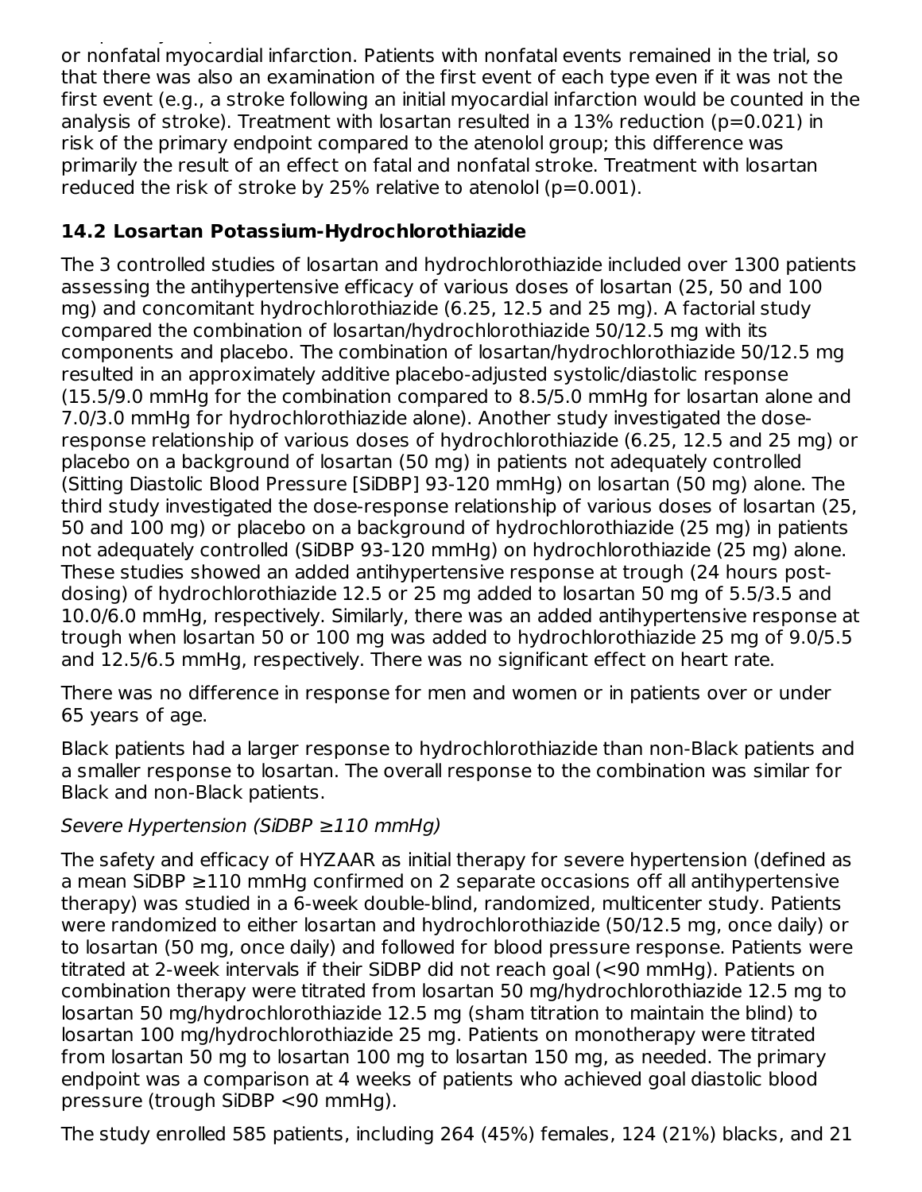or nonfatal myocardial infarction. Patients with nonfatal events remained in the trial, so that there was also an examination of the first event of each type even if it was not the first event (e.g., a stroke following an initial myocardial infarction would be counted in the analysis of stroke). Treatment with losartan resulted in a 13% reduction (p=0.021) in risk of the primary endpoint compared to the atenolol group; this difference was primarily the result of an effect on fatal and nonfatal stroke. Treatment with losartan reduced the risk of stroke by 25% relative to atenolol (p=0.001).

## 14.2 Losartan Potassium-Hydrochlorothiazide

The 3 controlled studies of losartan and hydrochlorothiazide included over 1300 patients assessing the antihypertensive efficacy of various doses of losartan (25, 50 and 100 mg) and concomitant hydrochlorothiazide (6.25, 12.5 and 25 mg). A factorial study compared the combination of losartan/hydrochlorothiazide 50/12.5 mg with its components and placebo. The combination of losartan/hydrochlorothiazide 50/12.5 mg resulted in an approximately additive placebo-adjusted systolic/diastolic response (15.5/9.0 mmHg for the combination compared to 8.5/5.0 mmHg for losartan alone and 7.0/3.0 mmHg for hydrochlorothiazide alone). Another study investigated the dose-response relationship of various doses of hydrochlorothiazide (6.25, 12.5 and 25 mg) or placebo on a background of losartan (50 mg) in patients not adequately controlled (Sitting Diastolic Blood Pressure [SiDBP] 93-120 mmHg) on losartan (50 mg) alone. The third study investigated the dose-response relationship of various doses of losartan (25, 50 and 100 mg) or placebo on a background of hydrochlorothiazide (25 mg) in patients not adequately controlled (SiDBP 93-120 mmHg) on hydrochlorothiazide (25 mg) alone. These studies showed an added antihypertensive response at trough (24 hours post-dosing) of hydrochlorothiazide 12.5 or 25 mg added to losartan 50 mg of 5.5/3.5 and 10.0/6.0 mmHg, respectively. Similarly, there was an added antihypertensive response at trough when losartan 50 or 100 mg was added to hydrochlorothiazide 25 mg of 9.0/5.5 and 12.5/6.5 mmHg, respectively. There was no significant effect on heart rate.

There was no difference in response for men and women or in patients over or under 65 years of age.

Black patients had a larger response to hydrochlorothiazide than non-Black patients and a smaller response to losartan. The overall response to the combination was similar for Black and non-Black patients.

*Severe Hypertension (SiDBP ≥110 mmHg)*

The safety and efficacy of HYZAAR as initial therapy for severe hypertension (defined as a mean SiDBP ≥110 mmHg confirmed on 2 separate occasions off all antihypertensive therapy) was studied in a 6-week double-blind, randomized, multicenter study. Patients were randomized to either losartan and hydrochlorothiazide (50/12.5 mg, once daily) or to losartan (50 mg, once daily) and followed for blood pressure response. Patients were titrated at 2-week intervals if their SiDBP did not reach goal (<90 mmHg). Patients on combination therapy were titrated from losartan 50 mg/hydrochlorothiazide 12.5 mg to losartan 50 mg/hydrochlorothiazide 12.5 mg (sham titration to maintain the blind) to losartan 100 mg/hydrochlorothiazide 25 mg. Patients on monotherapy were titrated from losartan 50 mg to losartan 100 mg to losartan 150 mg, as needed. The primary endpoint was a comparison at 4 weeks of patients who achieved goal diastolic blood pressure (trough SiDBP <90 mmHg).

The study enrolled 585 patients, including 264 (45%) females, 124 (21%) blacks, and 21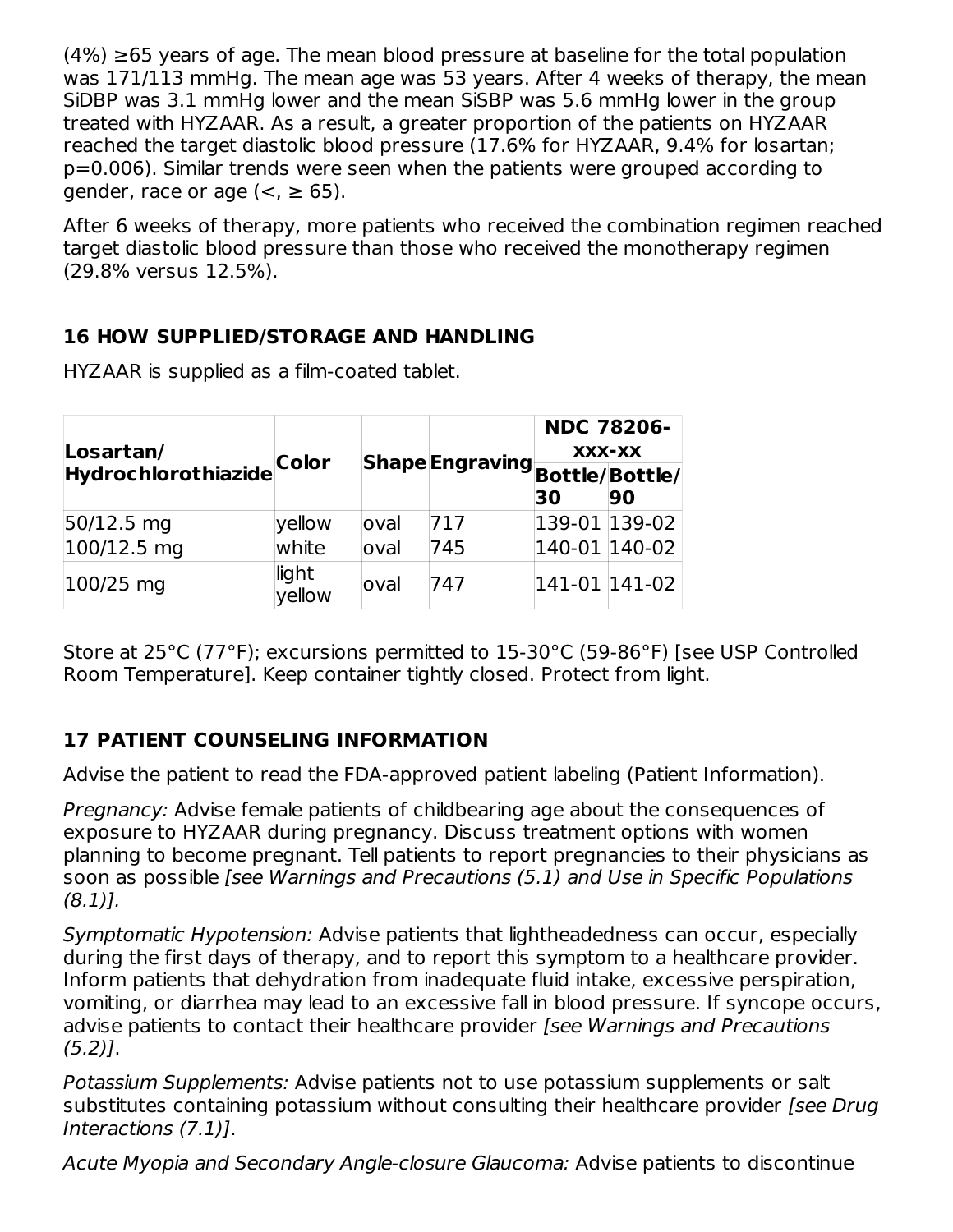(4%) ≥65 years of age. The mean blood pressure at baseline for the total population was 171/113 mmHg. The mean age was 53 years. After 4 weeks of therapy, the mean SiDBP was 3.1 mmHg lower and the mean SiSBP was 5.6 mmHg lower in the group treated with HYZAAR. As a result, a greater proportion of the patients on HYZAAR reached the target diastolic blood pressure (17.6% for HYZAAR, 9.4% for losartan; p=0.006). Similar trends were seen when the patients were grouped according to gender, race or age (<, ≥ 65).

After 6 weeks of therapy, more patients who received the combination regimen reached target diastolic blood pressure than those who received the monotherapy regimen (29.8% versus 12.5%).

## 16 HOW SUPPLIED/STORAGE AND HANDLING

HYZAAR is supplied as a film-coated tablet.

| **Losartan/ Hydrochlorothiazide** | **Color** | **Shape** | **Engraving** | **NDC 78206-xxx-xx** | |
|---|---|---|---|---|---|
| | | | | **Bottle/ 30** | **Bottle/ 90** |
| 50/12.5 mg | yellow | oval | 717 | 139-01 | 139-02 |
| 100/12.5 mg | white | oval | 745 | 140-01 | 140-02 |
| 100/25 mg | light yellow | oval | 747 | 141-01 | 141-02 |

Store at 25°C (77°F); excursions permitted to 15-30°C (59-86°F) [see USP Controlled Room Temperature]. Keep container tightly closed. Protect from light.

## 17 PATIENT COUNSELING INFORMATION

Advise the patient to read the FDA-approved patient labeling (Patient Information).

*Pregnancy:* Advise female patients of childbearing age about the consequences of exposure to HYZAAR during pregnancy. Discuss treatment options with women planning to become pregnant. Tell patients to report pregnancies to their physicians as soon as possible *[see Warnings and Precautions (5.1) and Use in Specific Populations (8.1)].*

*Symptomatic Hypotension:* Advise patients that lightheadedness can occur, especially during the first days of therapy, and to report this symptom to a healthcare provider. Inform patients that dehydration from inadequate fluid intake, excessive perspiration, vomiting, or diarrhea may lead to an excessive fall in blood pressure. If syncope occurs, advise patients to contact their healthcare provider *[see Warnings and Precautions (5.2)]*.

*Potassium Supplements:* Advise patients not to use potassium supplements or salt substitutes containing potassium without consulting their healthcare provider *[see Drug Interactions (7.1)]*.

*Acute Myopia and Secondary Angle-closure Glaucoma:* Advise patients to discontinue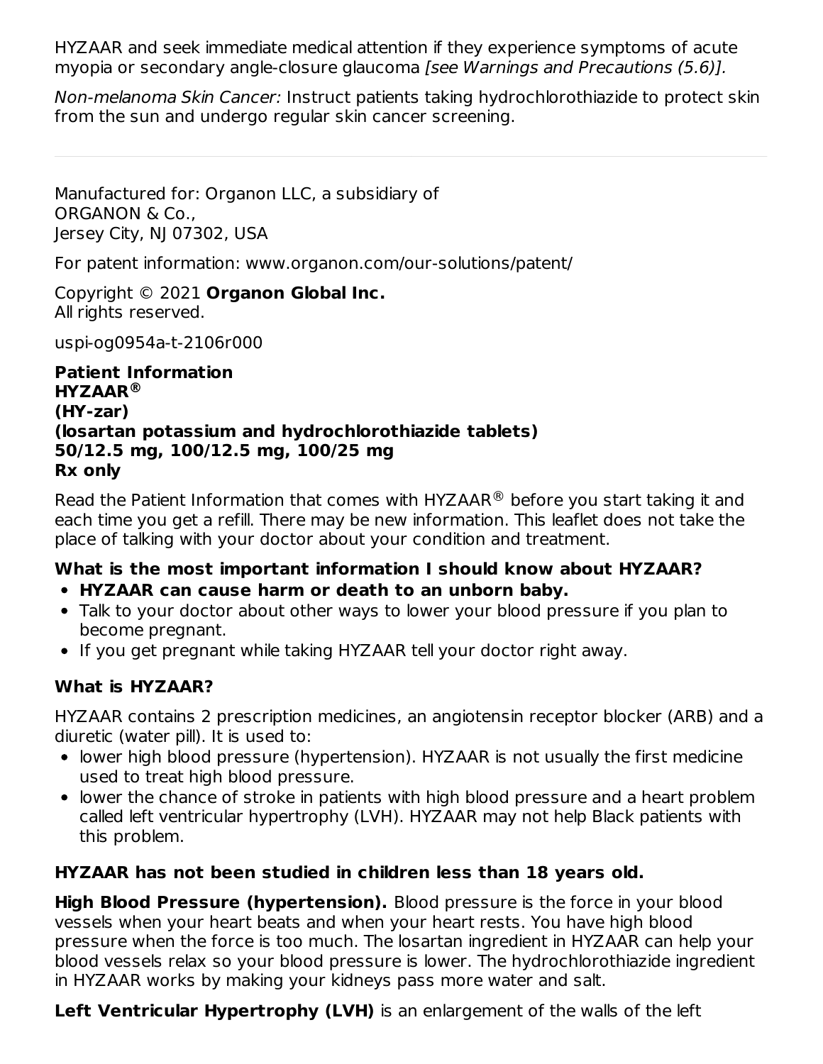HYZAAR and seek immediate medical attention if they experience symptoms of acute myopia or secondary angle-closure glaucoma *[see Warnings and Precautions (5.6)].*

*Non-melanoma Skin Cancer:* Instruct patients taking hydrochlorothiazide to protect skin from the sun and undergo regular skin cancer screening.

---

Manufactured for: Organon LLC, a subsidiary of
ORGANON & Co.,
Jersey City, NJ 07302, USA

For patent information: www.organon.com/our-solutions/patent/

Copyright © 2021 **Organon Global Inc.**
All rights reserved.

uspi-og0954a-t-2106r000

**Patient Information**
**HYZAAR®**
**(HY-zar)**
**(losartan potassium and hydrochlorothiazide tablets)**
**50/12.5 mg, 100/12.5 mg, 100/25 mg**
**Rx only**

Read the Patient Information that comes with HYZAAR® before you start taking it and each time you get a refill. There may be new information. This leaflet does not take the place of talking with your doctor about your condition and treatment.

**What is the most important information I should know about HYZAAR?**

- **HYZAAR can cause harm or death to an unborn baby.**
- Talk to your doctor about other ways to lower your blood pressure if you plan to become pregnant.
- If you get pregnant while taking HYZAAR tell your doctor right away.

**What is HYZAAR?**

HYZAAR contains 2 prescription medicines, an angiotensin receptor blocker (ARB) and a diuretic (water pill). It is used to:

- lower high blood pressure (hypertension). HYZAAR is not usually the first medicine used to treat high blood pressure.
- lower the chance of stroke in patients with high blood pressure and a heart problem called left ventricular hypertrophy (LVH). HYZAAR may not help Black patients with this problem.

**HYZAAR has not been studied in children less than 18 years old.**

**High Blood Pressure (hypertension).** Blood pressure is the force in your blood vessels when your heart beats and when your heart rests. You have high blood pressure when the force is too much. The losartan ingredient in HYZAAR can help your blood vessels relax so your blood pressure is lower. The hydrochlorothiazide ingredient in HYZAAR works by making your kidneys pass more water and salt.

**Left Ventricular Hypertrophy (LVH)** is an enlargement of the walls of the left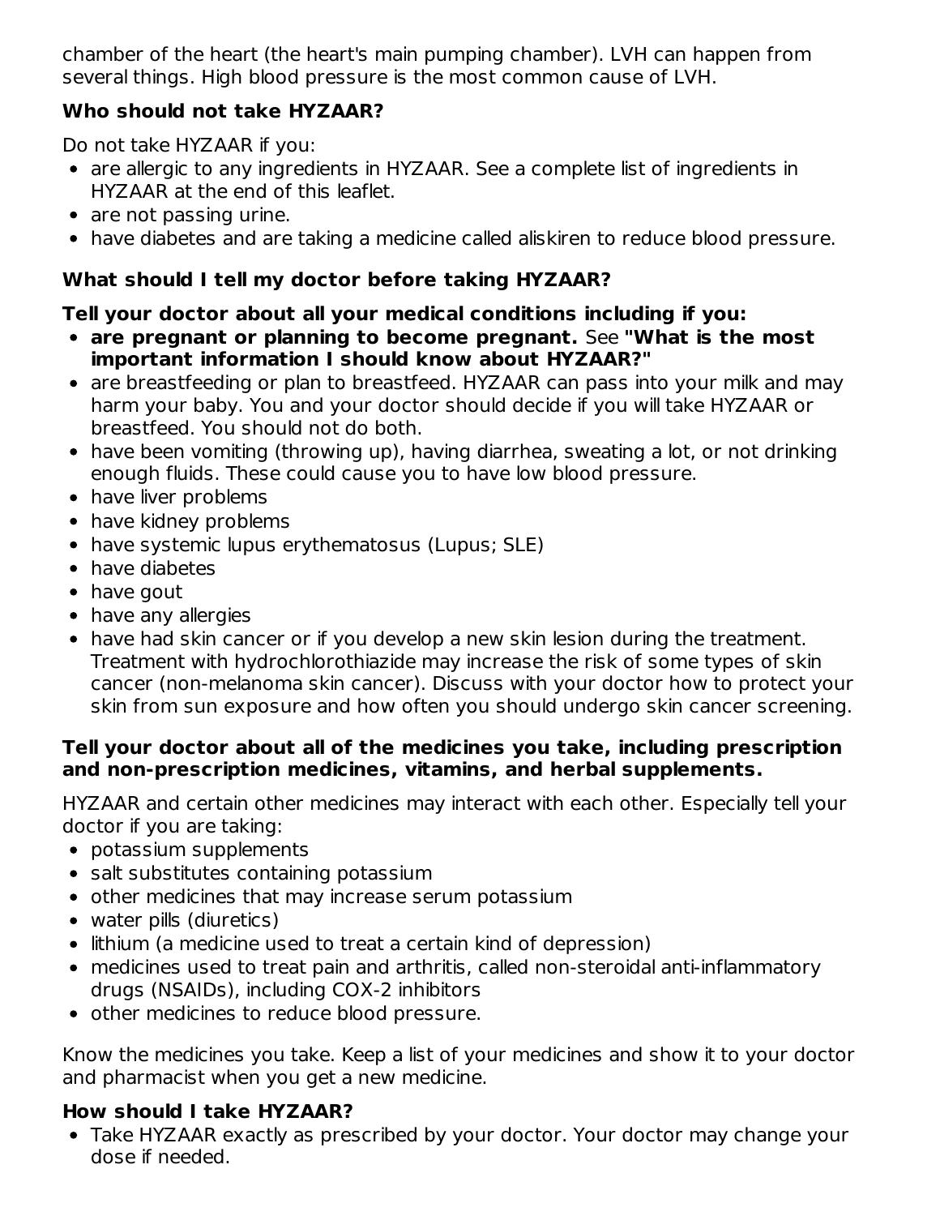chamber of the heart (the heart's main pumping chamber). LVH can happen from several things. High blood pressure is the most common cause of LVH.

### Who should not take HYZAAR?

Do not take HYZAAR if you:

- are allergic to any ingredients in HYZAAR. See a complete list of ingredients in HYZAAR at the end of this leaflet.
- are not passing urine.
- have diabetes and are taking a medicine called aliskiren to reduce blood pressure.

### What should I tell my doctor before taking HYZAAR?

**Tell your doctor about all your medical conditions including if you:**

- **are pregnant or planning to become pregnant.** See **"What is the most important information I should know about HYZAAR?"**
- are breastfeeding or plan to breastfeed. HYZAAR can pass into your milk and may harm your baby. You and your doctor should decide if you will take HYZAAR or breastfeed. You should not do both.
- have been vomiting (throwing up), having diarrhea, sweating a lot, or not drinking enough fluids. These could cause you to have low blood pressure.
- have liver problems
- have kidney problems
- have systemic lupus erythematosus (Lupus; SLE)
- have diabetes
- have gout
- have any allergies
- have had skin cancer or if you develop a new skin lesion during the treatment. Treatment with hydrochlorothiazide may increase the risk of some types of skin cancer (non-melanoma skin cancer). Discuss with your doctor how to protect your skin from sun exposure and how often you should undergo skin cancer screening.

**Tell your doctor about all of the medicines you take, including prescription and non-prescription medicines, vitamins, and herbal supplements.**

HYZAAR and certain other medicines may interact with each other. Especially tell your doctor if you are taking:

- potassium supplements
- salt substitutes containing potassium
- other medicines that may increase serum potassium
- water pills (diuretics)
- lithium (a medicine used to treat a certain kind of depression)
- medicines used to treat pain and arthritis, called non-steroidal anti-inflammatory drugs (NSAIDs), including COX-2 inhibitors
- other medicines to reduce blood pressure.

Know the medicines you take. Keep a list of your medicines and show it to your doctor and pharmacist when you get a new medicine.

### How should I take HYZAAR?

- Take HYZAAR exactly as prescribed by your doctor. Your doctor may change your dose if needed.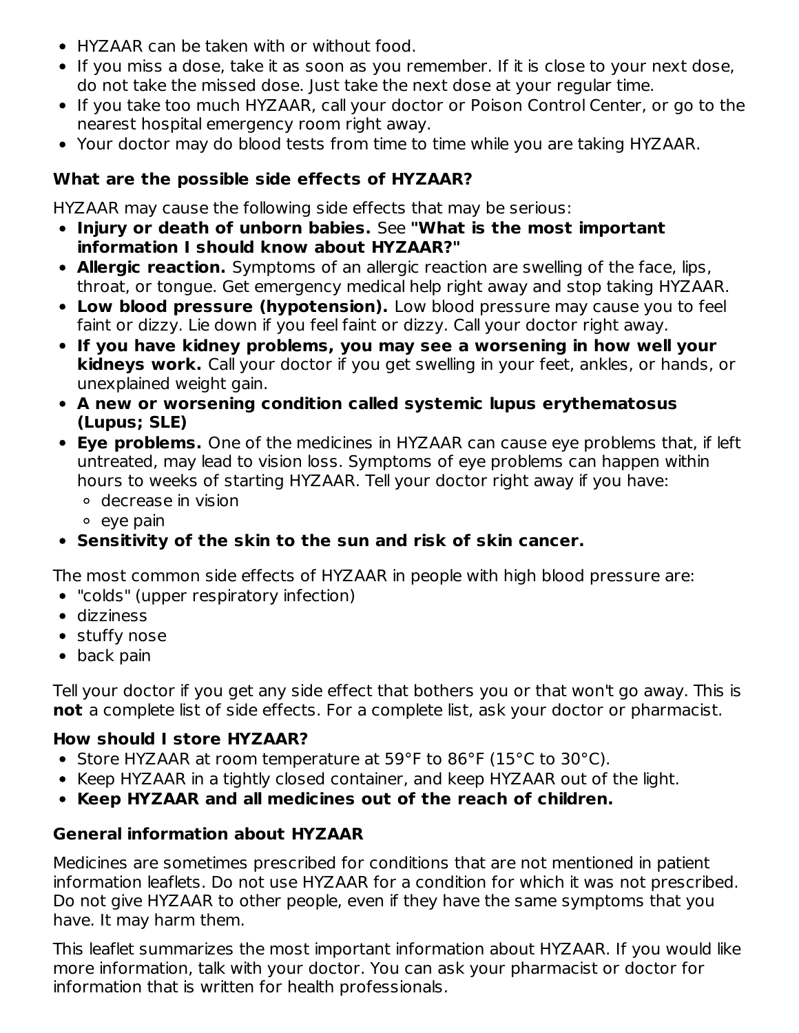- HYZAAR can be taken with or without food.
- If you miss a dose, take it as soon as you remember. If it is close to your next dose, do not take the missed dose. Just take the next dose at your regular time.
- If you take too much HYZAAR, call your doctor or Poison Control Center, or go to the nearest hospital emergency room right away.
- Your doctor may do blood tests from time to time while you are taking HYZAAR.

### What are the possible side effects of HYZAAR?

HYZAAR may cause the following side effects that may be serious:

- **Injury or death of unborn babies.** See **"What is the most important information I should know about HYZAAR?"**
- **Allergic reaction.** Symptoms of an allergic reaction are swelling of the face, lips, throat, or tongue. Get emergency medical help right away and stop taking HYZAAR.
- **Low blood pressure (hypotension).** Low blood pressure may cause you to feel faint or dizzy. Lie down if you feel faint or dizzy. Call your doctor right away.
- **If you have kidney problems, you may see a worsening in how well your kidneys work.** Call your doctor if you get swelling in your feet, ankles, or hands, or unexplained weight gain.
- **A new or worsening condition called systemic lupus erythematosus (Lupus; SLE)**
- **Eye problems.** One of the medicines in HYZAAR can cause eye problems that, if left untreated, may lead to vision loss. Symptoms of eye problems can happen within hours to weeks of starting HYZAAR. Tell your doctor right away if you have:
  - decrease in vision
  - eye pain
- **Sensitivity of the skin to the sun and risk of skin cancer.**

The most common side effects of HYZAAR in people with high blood pressure are:

- "colds" (upper respiratory infection)
- dizziness
- stuffy nose
- back pain

Tell your doctor if you get any side effect that bothers you or that won't go away. This is **not** a complete list of side effects. For a complete list, ask your doctor or pharmacist.

### How should I store HYZAAR?

- Store HYZAAR at room temperature at 59°F to 86°F (15°C to 30°C).
- Keep HYZAAR in a tightly closed container, and keep HYZAAR out of the light.
- **Keep HYZAAR and all medicines out of the reach of children.**

### General information about HYZAAR

Medicines are sometimes prescribed for conditions that are not mentioned in patient information leaflets. Do not use HYZAAR for a condition for which it was not prescribed. Do not give HYZAAR to other people, even if they have the same symptoms that you have. It may harm them.

This leaflet summarizes the most important information about HYZAAR. If you would like more information, talk with your doctor. You can ask your pharmacist or doctor for information that is written for health professionals.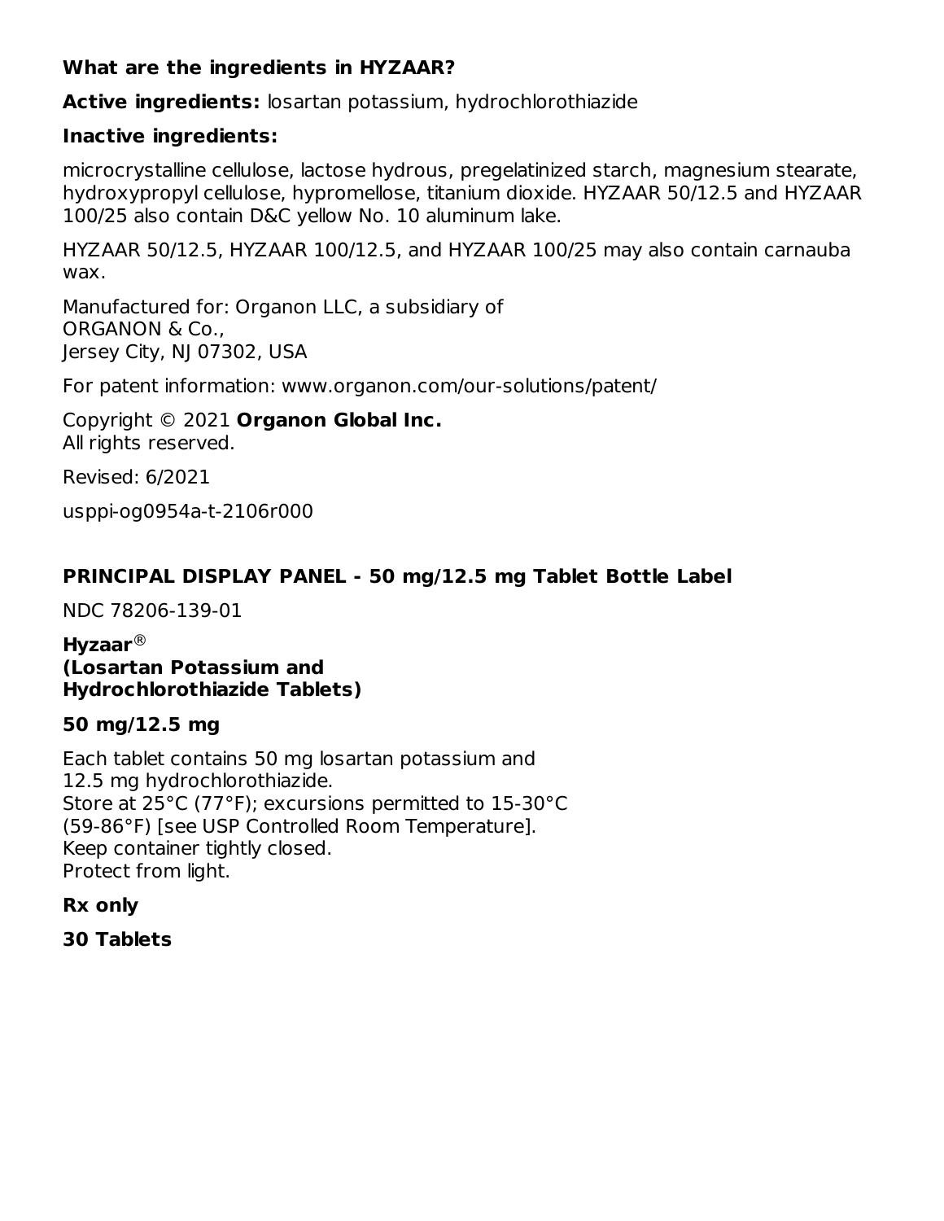**What are the ingredients in HYZAAR?**

**Active ingredients:** losartan potassium, hydrochlorothiazide

**Inactive ingredients:**

microcrystalline cellulose, lactose hydrous, pregelatinized starch, magnesium stearate, hydroxypropyl cellulose, hypromellose, titanium dioxide. HYZAAR 50/12.5 and HYZAAR 100/25 also contain D&C yellow No. 10 aluminum lake.

HYZAAR 50/12.5, HYZAAR 100/12.5, and HYZAAR 100/25 may also contain carnauba wax.

Manufactured for: Organon LLC, a subsidiary of
ORGANON & Co.,
Jersey City, NJ 07302, USA

For patent information: www.organon.com/our-solutions/patent/

Copyright © 2021 **Organon Global Inc.**
All rights reserved.

Revised: 6/2021

usppi-og0954a-t-2106r000

## PRINCIPAL DISPLAY PANEL - 50 mg/12.5 mg Tablet Bottle Label

NDC 78206-139-01

**Hyzaar®**
**(Losartan Potassium and Hydrochlorothiazide Tablets)**

**50 mg/12.5 mg**

Each tablet contains 50 mg losartan potassium and 12.5 mg hydrochlorothiazide.
Store at 25°C (77°F); excursions permitted to 15-30°C (59-86°F) [see USP Controlled Room Temperature].
Keep container tightly closed.
Protect from light.

**Rx only**

**30 Tablets**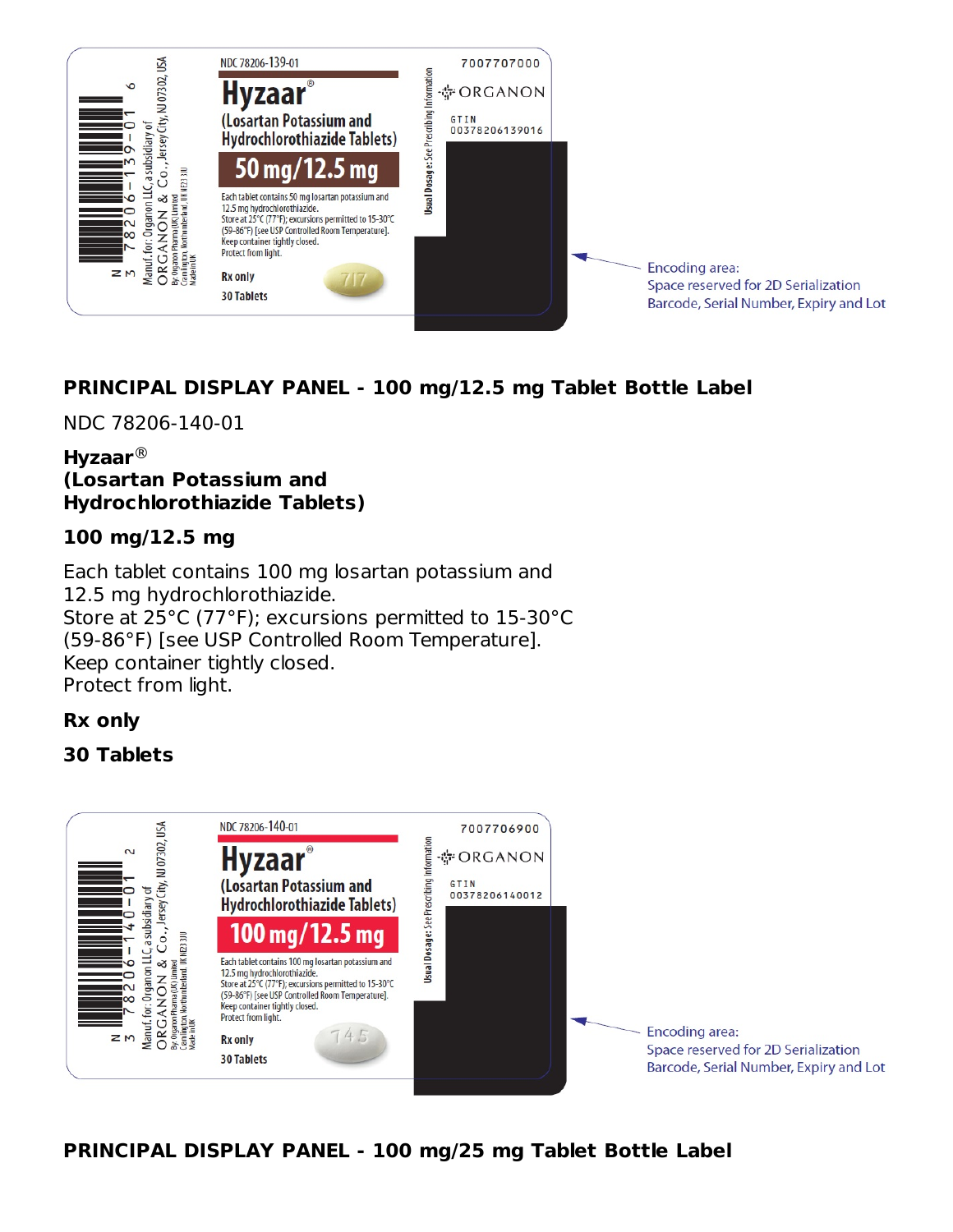NDC 78206-139-01

Hyzaar®

(Losartan Potassium and Hydrochlorothiazide Tablets)

50 mg/12.5 mg

Each tablet contains 50 mg losartan potassium and 12.5 mg hydrochlorothiazide.
Store at 25°C (77°F); excursions permitted to 15-30°C (59-86°F) [see USP Controlled Room Temperature].
Keep container tightly closed.
Protect from light.

Rx only

30 Tablets

7007707000

ORGANON

GTIN 00378206139016

Usual Dosage: See Prescribing Information

Manuf. for: Organon LLC, a subsidiary of ORGANON & Co., Jersey City, NJ 07302, USA
By: Organon Pharma (UK) Limited Cramlington, Northumberland, UK NE23 3JU
Made in UK

N 3 78206-139-01 6

Encoding area:
Space reserved for 2D Serialization Barcode, Serial Number, Expiry and Lot

**PRINCIPAL DISPLAY PANEL - 100 mg/12.5 mg Tablet Bottle Label**

NDC 78206-140-01

**Hyzaar®**
**(Losartan Potassium and Hydrochlorothiazide Tablets)**

**100 mg/12.5 mg**

Each tablet contains 100 mg losartan potassium and 12.5 mg hydrochlorothiazide.
Store at 25°C (77°F); excursions permitted to 15-30°C (59-86°F) [see USP Controlled Room Temperature].
Keep container tightly closed.
Protect from light.

**Rx only**

**30 Tablets**

NDC 78206-140-01

Hyzaar®

(Losartan Potassium and Hydrochlorothiazide Tablets)

100 mg/12.5 mg

Each tablet contains 100 mg losartan potassium and 12.5 mg hydrochlorothiazide.
Store at 25°C (77°F); excursions permitted to 15-30°C (59-86°F) [see USP Controlled Room Temperature].
Keep container tightly closed.
Protect from light.

Rx only

30 Tablets

7007706900

ORGANON

GTIN 00378206140012

Usual Dosage: See Prescribing Information

Manuf. for: Organon LLC, a subsidiary of ORGANON & Co., Jersey City, NJ 07302, USA
By: Organon Pharma (UK) Limited Cramlington, Northumberland, UK NE23 3JU
Made in UK

N 3 78206-140-01 2

Encoding area:
Space reserved for 2D Serialization Barcode, Serial Number, Expiry and Lot

**PRINCIPAL DISPLAY PANEL - 100 mg/25 mg Tablet Bottle Label**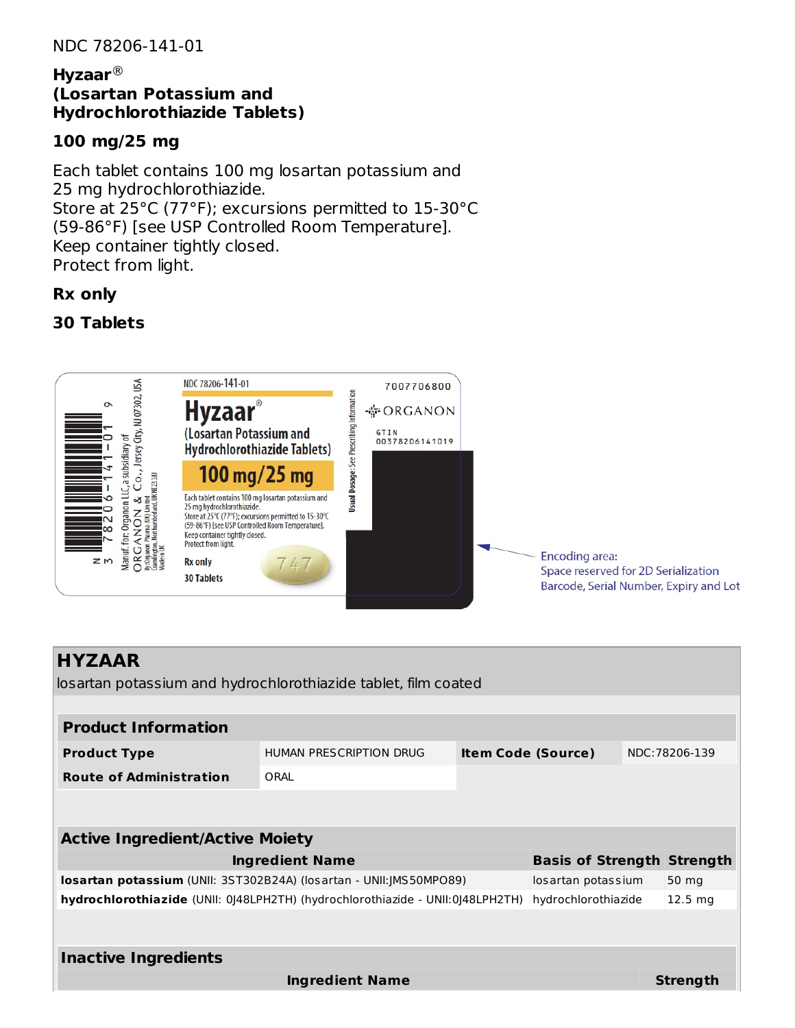NDC 78206-141-01

**Hyzaar®**
**(Losartan Potassium and Hydrochlorothiazide Tablets)**

**100 mg/25 mg**

Each tablet contains 100 mg losartan potassium and 25 mg hydrochlorothiazide.
Store at 25°C (77°F); excursions permitted to 15-30°C (59-86°F) [see USP Controlled Room Temperature].
Keep container tightly closed.
Protect from light.

**Rx only**

**30 Tablets**

## HYZAAR

losartan potassium and hydrochlorothiazide tablet, film coated

| **Product Information** | | | |
|---|---|---|---|
| **Product Type** | HUMAN PRESCRIPTION DRUG | **Item Code (Source)** | NDC:78206-139 |
| **Route of Administration** | ORAL | | |

| **Active Ingredient/Active Moiety** | | |
|---|---|---|
| **Ingredient Name** | **Basis of Strength** | **Strength** |
| **losartan potassium** (UNII: 3ST302B24A) (losartan - UNII:JMS50MPO89) | losartan potassium | 50 mg |
| **hydrochlorothiazide** (UNII: 0J48LPH2TH) (hydrochlorothiazide - UNII:0J48LPH2TH) | hydrochlorothiazide | 12.5 mg |

| **Inactive Ingredients** | |
|---|---|
| **Ingredient Name** | **Strength** |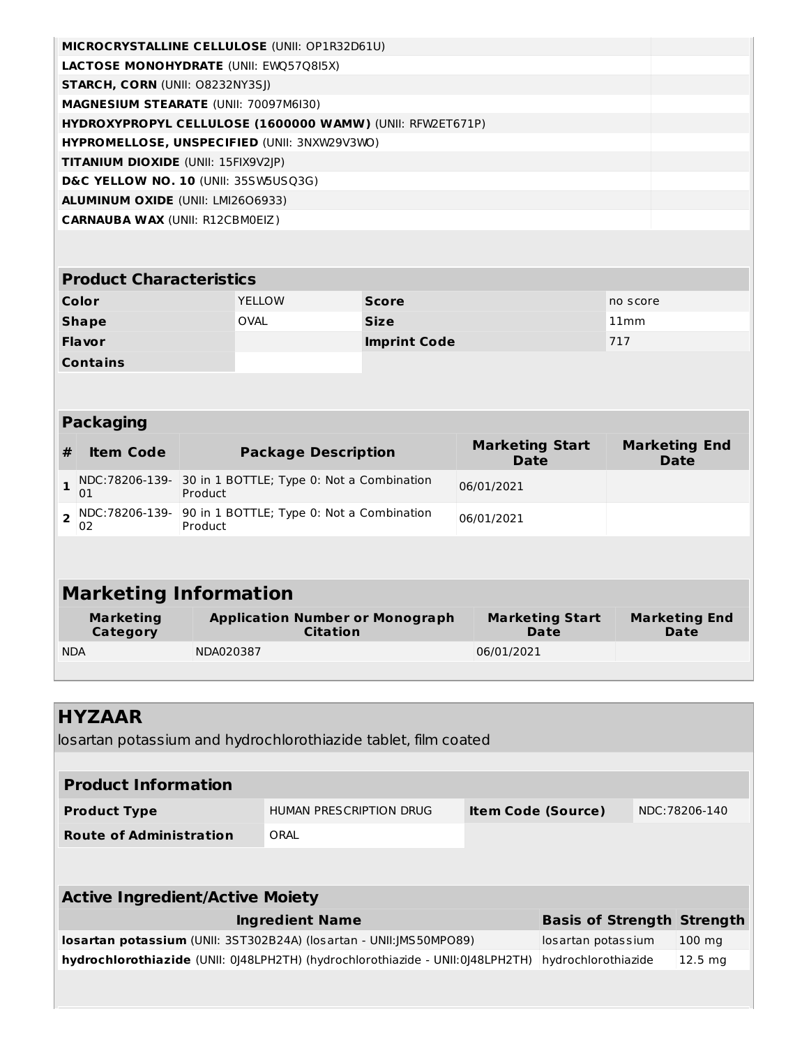| | |
|---|---|
| **MICROCRYSTALLINE CELLULOSE** (UNII: OP1R32D61U) | |
| **LACTOSE MONOHYDRATE** (UNII: EWQ57Q8I5X) | |
| **STARCH, CORN** (UNII: O8232NY3SJ) | |
| **MAGNESIUM STEARATE** (UNII: 70097M6I30) | |
| **HYDROXYPROPYL CELLULOSE (1600000 WAMW)** (UNII: RFW2ET671P) | |
| **HYPROMELLOSE, UNSPECIFIED** (UNII: 3NXW29V3WO) | |
| **TITANIUM DIOXIDE** (UNII: 15FIX9V2JP) | |
| **D&C YELLOW NO. 10** (UNII: 35SW5USQ3G) | |
| **ALUMINUM OXIDE** (UNII: LMI26O6933) | |
| **CARNAUBA WAX** (UNII: R12CBM0EIZ) | |

| Product Characteristics | | | |
|---|---|---|---|
| **Color** | YELLOW | **Score** | no score |
| **Shape** | OVAL | **Size** | 11mm |
| **Flavor** | | **Imprint Code** | 717 |
| **Contains** | | | |

| Packaging | | | | |
|---|---|---|---|---|
| **#** | **Item Code** | **Package Description** | **Marketing Start Date** | **Marketing End Date** |
| **1** | NDC:78206-139-01 | 30 in 1 BOTTLE; Type 0: Not a Combination Product | 06/01/2021 | |
| **2** | NDC:78206-139-02 | 90 in 1 BOTTLE; Type 0: Not a Combination Product | 06/01/2021 | |

## Marketing Information

| Marketing Category | Application Number or Monograph Citation | Marketing Start Date | Marketing End Date |
|---|---|---|---|
| NDA | NDA020387 | 06/01/2021 | |

## HYZAAR

losartan potassium and hydrochlorothiazide tablet, film coated

| Product Information | | | |
|---|---|---|---|
| **Product Type** | HUMAN PRESCRIPTION DRUG | **Item Code (Source)** | NDC:78206-140 |
| **Route of Administration** | ORAL | | |

| Active Ingredient/Active Moiety | | |
|---|---|---|
| **Ingredient Name** | **Basis of Strength** | **Strength** |
| **losartan potassium** (UNII: 3ST302B24A) (losartan - UNII:JMS50MPO89) | losartan potassium | 100 mg |
| **hydrochlorothiazide** (UNII: 0J48LPH2TH) (hydrochlorothiazide - UNII:0J48LPH2TH) | hydrochlorothiazide | 12.5 mg |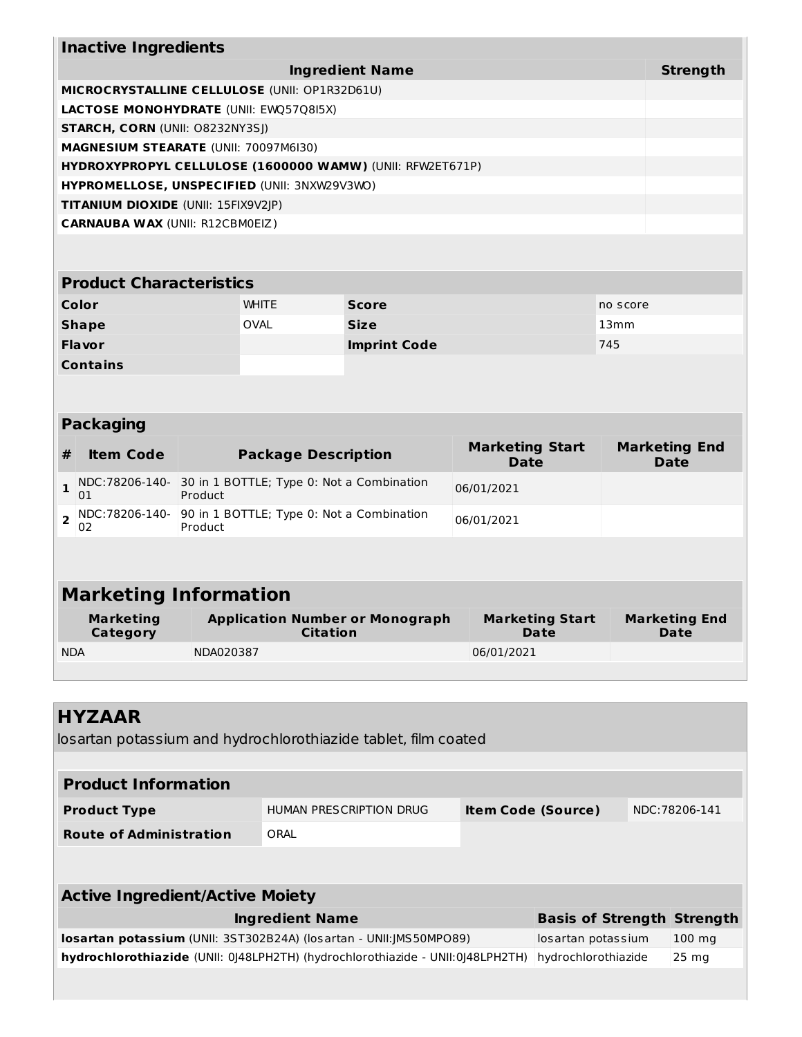### Inactive Ingredients

| Ingredient Name | Strength |
|---|---|
| **MICROCRYSTALLINE CELLULOSE** (UNII: OP1R32D61U) | |
| **LACTOSE MONOHYDRATE** (UNII: EWQ57Q8I5X) | |
| **STARCH, CORN** (UNII: O8232NY3SJ) | |
| **MAGNESIUM STEARATE** (UNII: 70097M6I30) | |
| **HYDROXYPROPYL CELLULOSE (1600000 WAMW)** (UNII: RFW2ET671P) | |
| **HYPROMELLOSE, UNSPECIFIED** (UNII: 3NXW29V3WO) | |
| **TITANIUM DIOXIDE** (UNII: 15FIX9V2JP) | |
| **CARNAUBA WAX** (UNII: R12CBM0EIZ) | |

### Product Characteristics

| | | | |
|---|---|---|---|
| **Color** | WHITE | **Score** | no score |
| **Shape** | OVAL | **Size** | 13mm |
| **Flavor** | | **Imprint Code** | 745 |
| **Contains** | | | |

### Packaging

| # | Item Code | Package Description | Marketing Start Date | Marketing End Date |
|---|---|---|---|---|
| 1 | NDC:78206-140-01 | 30 in 1 BOTTLE; Type 0: Not a Combination Product | 06/01/2021 | |
| 2 | NDC:78206-140-02 | 90 in 1 BOTTLE; Type 0: Not a Combination Product | 06/01/2021 | |

### Marketing Information

| Marketing Category | Application Number or Monograph Citation | Marketing Start Date | Marketing End Date |
|---|---|---|---|
| NDA | NDA020387 | 06/01/2021 | |

## HYZAAR

losartan potassium and hydrochlorothiazide tablet, film coated

### Product Information

| | | | |
|---|---|---|---|
| **Product Type** | HUMAN PRESCRIPTION DRUG | **Item Code (Source)** | NDC:78206-141 |
| **Route of Administration** | ORAL | | |

### Active Ingredient/Active Moiety

| Ingredient Name | Basis of Strength | Strength |
|---|---|---|
| **losartan potassium** (UNII: 3ST302B24A) (losartan - UNII:JMS50MPO89) | losartan potassium | 100 mg |
| **hydrochlorothiazide** (UNII: 0J48LPH2TH) (hydrochlorothiazide - UNII:0J48LPH2TH) | hydrochlorothiazide | 25 mg |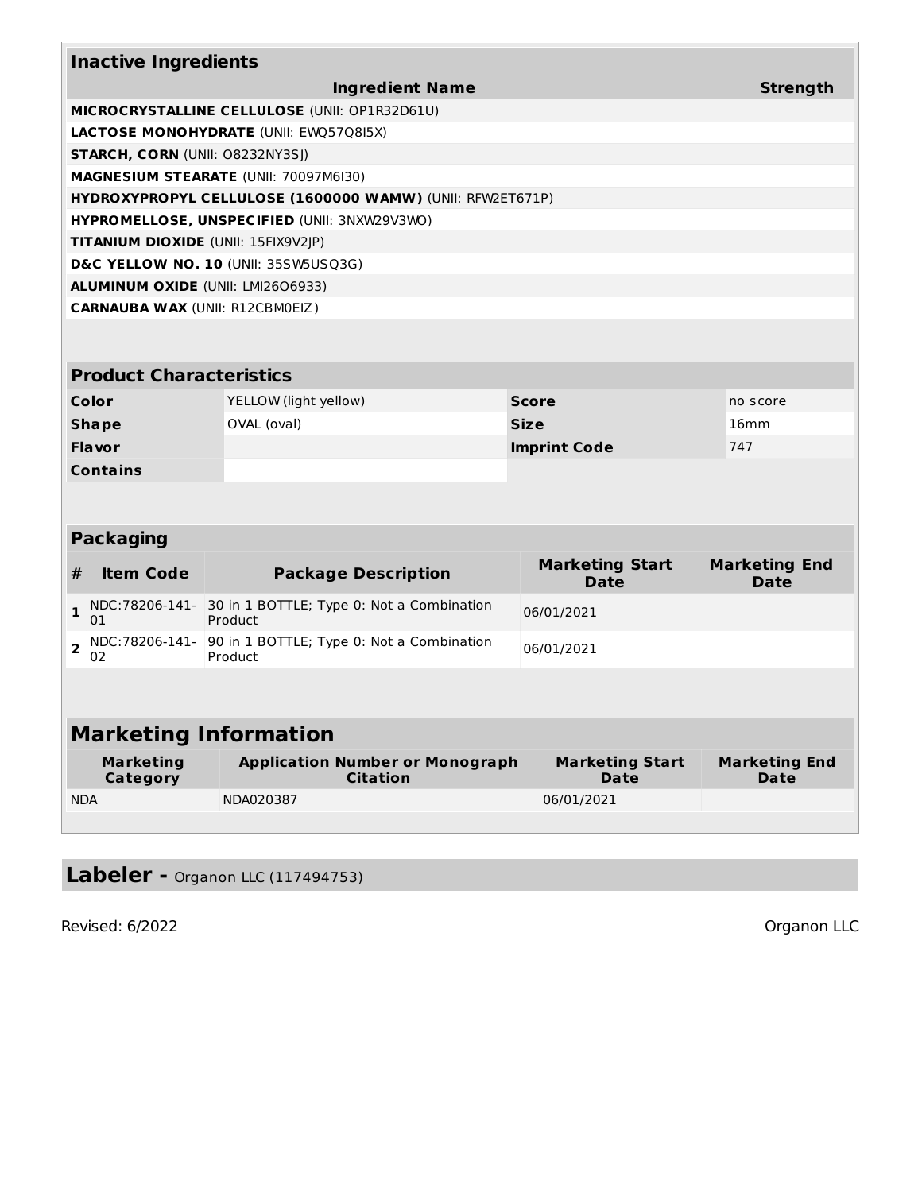| Inactive Ingredients | |
|---|---|
| **Ingredient Name** | **Strength** |
| **MICROCRYSTALLINE CELLULOSE** (UNII: OP1R32D61U) | |
| **LACTOSE MONOHYDRATE** (UNII: EWQ57Q8I5X) | |
| **STARCH, CORN** (UNII: O8232NY3SJ) | |
| **MAGNESIUM STEARATE** (UNII: 70097M6I30) | |
| **HYDROXYPROPYL CELLULOSE (1600000 WAMW)** (UNII: RFW2ET671P) | |
| **HYPROMELLOSE, UNSPECIFIED** (UNII: 3NXW29V3WO) | |
| **TITANIUM DIOXIDE** (UNII: 15FIX9V2JP) | |
| **D&C YELLOW NO. 10** (UNII: 35SW5USQ3G) | |
| **ALUMINUM OXIDE** (UNII: LMI26O6933) | |
| **CARNAUBA WAX** (UNII: R12CBM0EIZ) | |

| Product Characteristics | | | |
|---|---|---|---|
| **Color** | YELLOW (light yellow) | **Score** | no score |
| **Shape** | OVAL (oval) | **Size** | 16mm |
| **Flavor** | | **Imprint Code** | 747 |
| **Contains** | | | |

| Packaging | | | | |
|---|---|---|---|---|
| **#** | **Item Code** | **Package Description** | **Marketing Start Date** | **Marketing End Date** |
| 1 | NDC:78206-141-01 | 30 in 1 BOTTLE; Type 0: Not a Combination Product | 06/01/2021 | |
| 2 | NDC:78206-141-02 | 90 in 1 BOTTLE; Type 0: Not a Combination Product | 06/01/2021 | |

| Marketing Information | | | |
|---|---|---|---|
| **Marketing Category** | **Application Number or Monograph Citation** | **Marketing Start Date** | **Marketing End Date** |
| NDA | NDA020387 | 06/01/2021 | |

## Labeler - Organon LLC (117494753)

Revised: 6/2022

Organon LLC